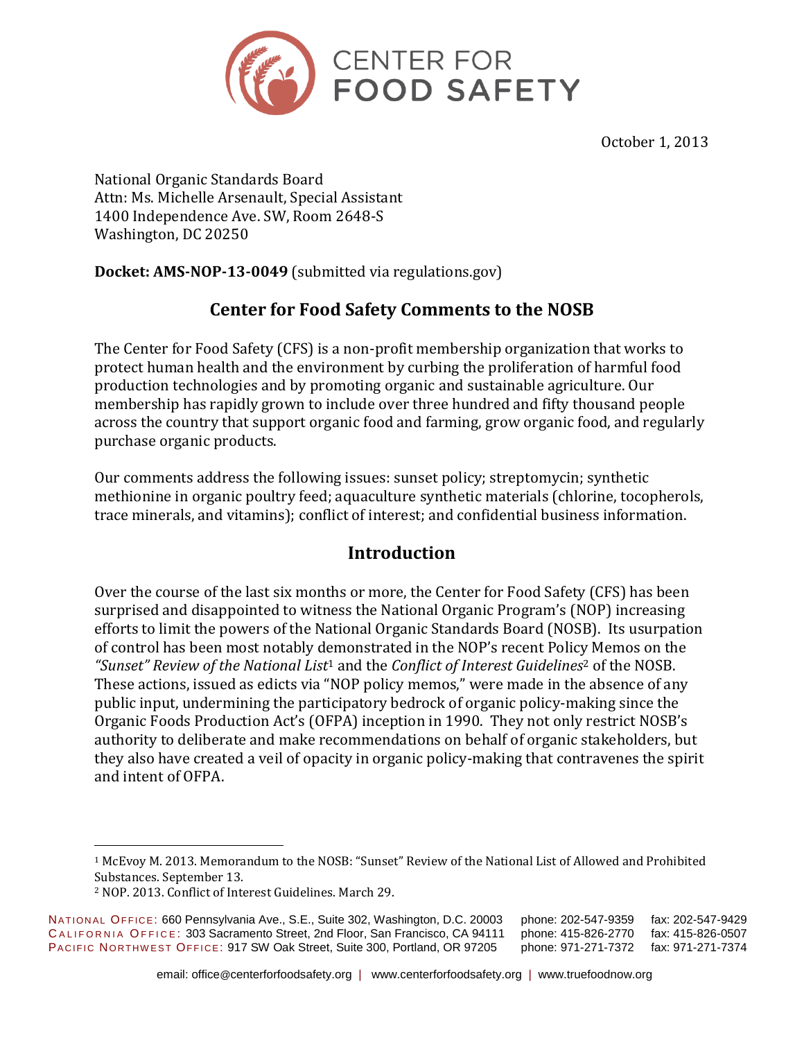CENTER FOR FOOD SAFETY

October 1, 2013

National Organic Standards Board
Attn: Ms. Michelle Arsenault, Special Assistant
1400 Independence Ave. SW, Room 2648-S
Washington, DC 20250

**Docket: AMS-NOP-13-0049** (submitted via regulations.gov)

## Center for Food Safety Comments to the NOSB

The Center for Food Safety (CFS) is a non-profit membership organization that works to protect human health and the environment by curbing the proliferation of harmful food production technologies and by promoting organic and sustainable agriculture. Our membership has rapidly grown to include over three hundred and fifty thousand people across the country that support organic food and farming, grow organic food, and regularly purchase organic products.

Our comments address the following issues: sunset policy; streptomycin; synthetic methionine in organic poultry feed; aquaculture synthetic materials (chlorine, tocopherols, trace minerals, and vitamins); conflict of interest; and confidential business information.

## Introduction

Over the course of the last six months or more, the Center for Food Safety (CFS) has been surprised and disappointed to witness the National Organic Program's (NOP) increasing efforts to limit the powers of the National Organic Standards Board (NOSB). Its usurpation of control has been most notably demonstrated in the NOP's recent Policy Memos on the *"Sunset" Review of the National List*[1] and the *Conflict of Interest Guidelines*[2] of the NOSB. These actions, issued as edicts via "NOP policy memos," were made in the absence of any public input, undermining the participatory bedrock of organic policy-making since the Organic Foods Production Act's (OFPA) inception in 1990. They not only restrict NOSB's authority to deliberate and make recommendations on behalf of organic stakeholders, but they also have created a veil of opacity in organic policy-making that contravenes the spirit and intent of OFPA.

[1] McEvoy M. 2013. Memorandum to the NOSB: "Sunset" Review of the National List of Allowed and Prohibited Substances. September 13.

[2] NOP. 2013. Conflict of Interest Guidelines. March 29.

NATIONAL OFFICE: 660 Pennsylvania Ave., S.E., Suite 302, Washington, D.C. 20003 phone: 202-547-9359 fax: 202-547-9429
CALIFORNIA OFFICE: 303 Sacramento Street, 2nd Floor, San Francisco, CA 94111 phone: 415-826-2770 fax: 415-826-0507
PACIFIC NORTHWEST OFFICE: 917 SW Oak Street, Suite 300, Portland, OR 97205 phone: 971-271-7372 fax: 971-271-7374

email: office@centerforfoodsafety.org | www.centerforfoodsafety.org | www.truefoodnow.org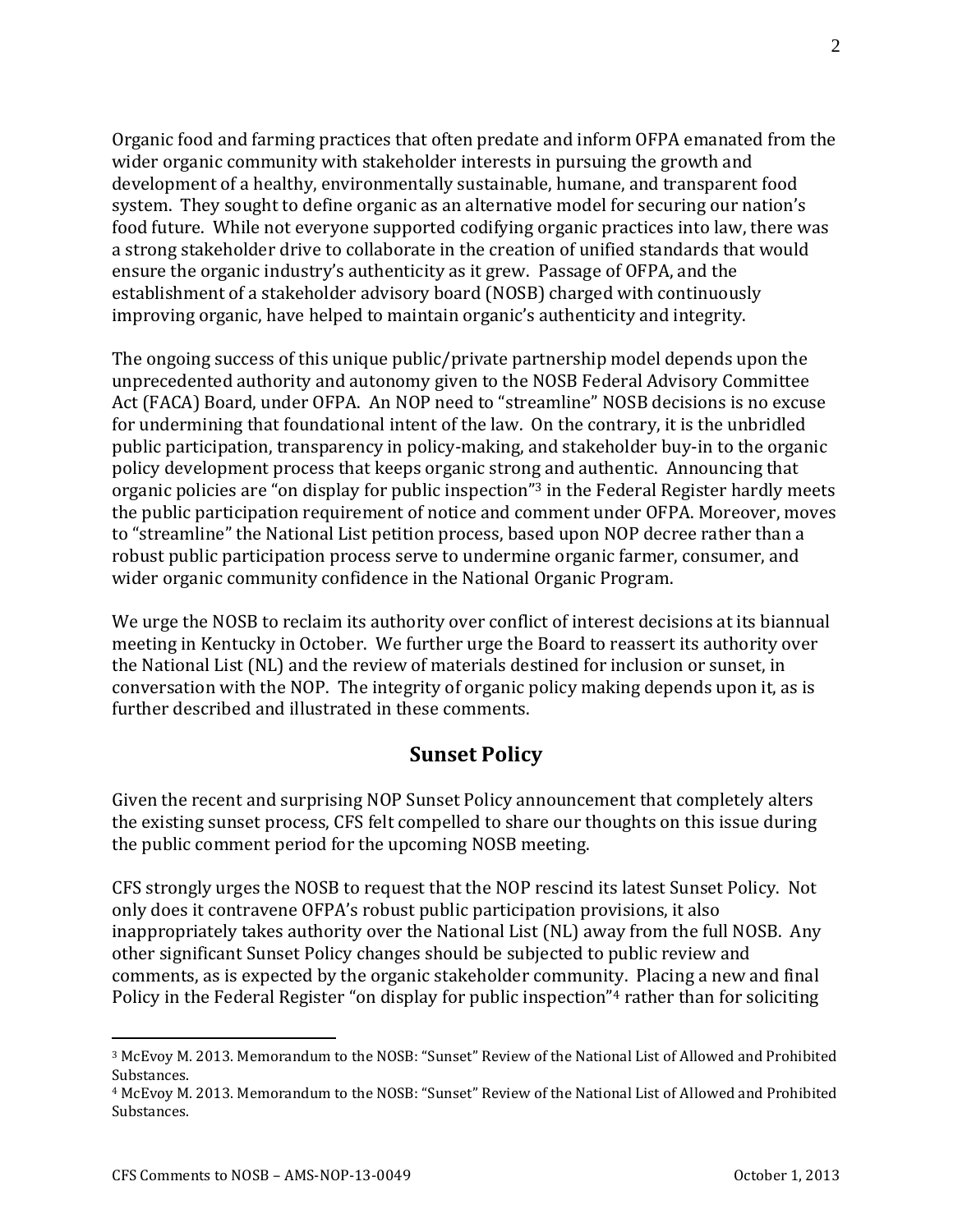Organic food and farming practices that often predate and inform OFPA emanated from the wider organic community with stakeholder interests in pursuing the growth and development of a healthy, environmentally sustainable, humane, and transparent food system. They sought to define organic as an alternative model for securing our nation's food future. While not everyone supported codifying organic practices into law, there was a strong stakeholder drive to collaborate in the creation of unified standards that would ensure the organic industry's authenticity as it grew. Passage of OFPA, and the establishment of a stakeholder advisory board (NOSB) charged with continuously improving organic, have helped to maintain organic's authenticity and integrity.

The ongoing success of this unique public/private partnership model depends upon the unprecedented authority and autonomy given to the NOSB Federal Advisory Committee Act (FACA) Board, under OFPA. An NOP need to "streamline" NOSB decisions is no excuse for undermining that foundational intent of the law. On the contrary, it is the unbridled public participation, transparency in policy-making, and stakeholder buy-in to the organic policy development process that keeps organic strong and authentic. Announcing that organic policies are "on display for public inspection"[3] in the Federal Register hardly meets the public participation requirement of notice and comment under OFPA. Moreover, moves to "streamline" the National List petition process, based upon NOP decree rather than a robust public participation process serve to undermine organic farmer, consumer, and wider organic community confidence in the National Organic Program.

We urge the NOSB to reclaim its authority over conflict of interest decisions at its biannual meeting in Kentucky in October. We further urge the Board to reassert its authority over the National List (NL) and the review of materials destined for inclusion or sunset, in conversation with the NOP. The integrity of organic policy making depends upon it, as is further described and illustrated in these comments.

## Sunset Policy

Given the recent and surprising NOP Sunset Policy announcement that completely alters the existing sunset process, CFS felt compelled to share our thoughts on this issue during the public comment period for the upcoming NOSB meeting.

CFS strongly urges the NOSB to request that the NOP rescind its latest Sunset Policy. Not only does it contravene OFPA's robust public participation provisions, it also inappropriately takes authority over the National List (NL) away from the full NOSB. Any other significant Sunset Policy changes should be subjected to public review and comments, as is expected by the organic stakeholder community. Placing a new and final Policy in the Federal Register "on display for public inspection"[4] rather than for soliciting

---

[3] McEvoy M. 2013. Memorandum to the NOSB: "Sunset" Review of the National List of Allowed and Prohibited Substances.

[4] McEvoy M. 2013. Memorandum to the NOSB: "Sunset" Review of the National List of Allowed and Prohibited Substances.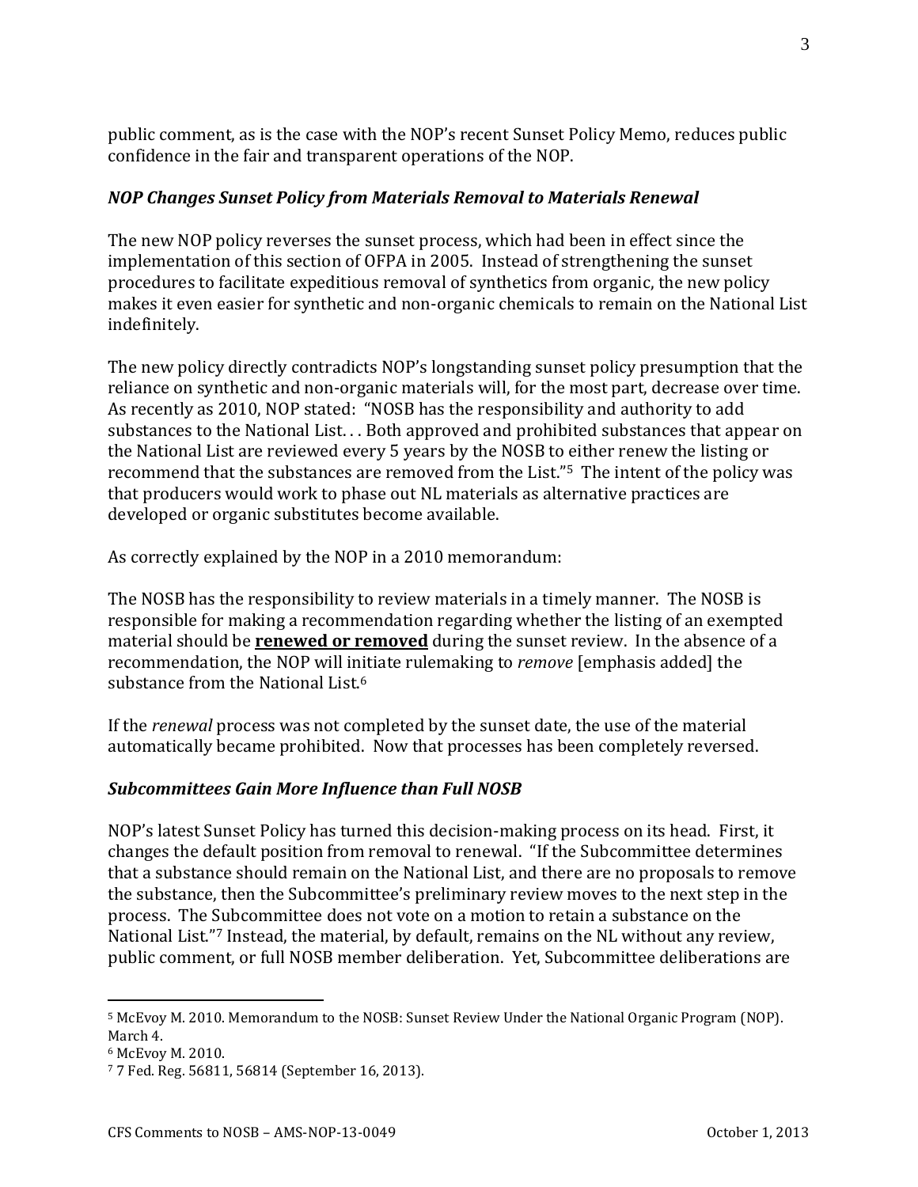public comment, as is the case with the NOP's recent Sunset Policy Memo, reduces public confidence in the fair and transparent operations of the NOP.

### *NOP Changes Sunset Policy from Materials Removal to Materials Renewal*

The new NOP policy reverses the sunset process, which had been in effect since the implementation of this section of OFPA in 2005. Instead of strengthening the sunset procedures to facilitate expeditious removal of synthetics from organic, the new policy makes it even easier for synthetic and non-organic chemicals to remain on the National List indefinitely.

The new policy directly contradicts NOP's longstanding sunset policy presumption that the reliance on synthetic and non-organic materials will, for the most part, decrease over time. As recently as 2010, NOP stated: "NOSB has the responsibility and authority to add substances to the National List. . . Both approved and prohibited substances that appear on the National List are reviewed every 5 years by the NOSB to either renew the listing or recommend that the substances are removed from the List."[5] The intent of the policy was that producers would work to phase out NL materials as alternative practices are developed or organic substitutes become available.

As correctly explained by the NOP in a 2010 memorandum:

The NOSB has the responsibility to review materials in a timely manner. The NOSB is responsible for making a recommendation regarding whether the listing of an exempted material should be **renewed or removed** during the sunset review. In the absence of a recommendation, the NOP will initiate rulemaking to *remove* [emphasis added] the substance from the National List.[6]

If the *renewal* process was not completed by the sunset date, the use of the material automatically became prohibited. Now that processes has been completely reversed.

### *Subcommittees Gain More Influence than Full NOSB*

NOP's latest Sunset Policy has turned this decision-making process on its head. First, it changes the default position from removal to renewal. "If the Subcommittee determines that a substance should remain on the National List, and there are no proposals to remove the substance, then the Subcommittee's preliminary review moves to the next step in the process. The Subcommittee does not vote on a motion to retain a substance on the National List."[7] Instead, the material, by default, remains on the NL without any review, public comment, or full NOSB member deliberation. Yet, Subcommittee deliberations are

---

[5] McEvoy M. 2010. Memorandum to the NOSB: Sunset Review Under the National Organic Program (NOP). March 4.

[6] McEvoy M. 2010.

[7] 7 Fed. Reg. 56811, 56814 (September 16, 2013).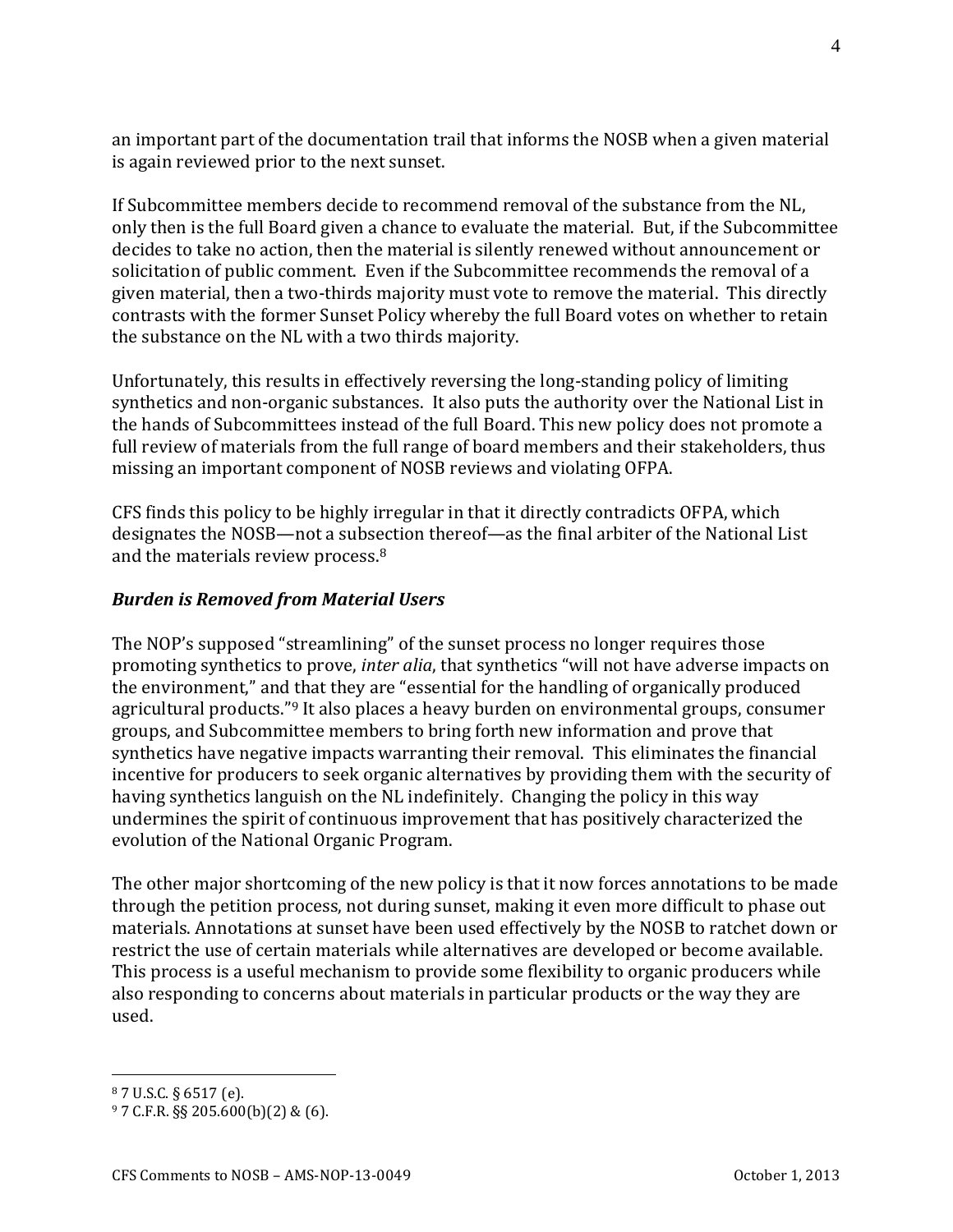an important part of the documentation trail that informs the NOSB when a given material is again reviewed prior to the next sunset.

If Subcommittee members decide to recommend removal of the substance from the NL, only then is the full Board given a chance to evaluate the material. But, if the Subcommittee decides to take no action, then the material is silently renewed without announcement or solicitation of public comment. Even if the Subcommittee recommends the removal of a given material, then a two-thirds majority must vote to remove the material. This directly contrasts with the former Sunset Policy whereby the full Board votes on whether to retain the substance on the NL with a two thirds majority.

Unfortunately, this results in effectively reversing the long-standing policy of limiting synthetics and non-organic substances. It also puts the authority over the National List in the hands of Subcommittees instead of the full Board. This new policy does not promote a full review of materials from the full range of board members and their stakeholders, thus missing an important component of NOSB reviews and violating OFPA.

CFS finds this policy to be highly irregular in that it directly contradicts OFPA, which designates the NOSB—not a subsection thereof—as the final arbiter of the National List and the materials review process.[8]

### *Burden is Removed from Material Users*

The NOP's supposed "streamlining" of the sunset process no longer requires those promoting synthetics to prove, *inter alia*, that synthetics "will not have adverse impacts on the environment," and that they are "essential for the handling of organically produced agricultural products."[9] It also places a heavy burden on environmental groups, consumer groups, and Subcommittee members to bring forth new information and prove that synthetics have negative impacts warranting their removal. This eliminates the financial incentive for producers to seek organic alternatives by providing them with the security of having synthetics languish on the NL indefinitely. Changing the policy in this way undermines the spirit of continuous improvement that has positively characterized the evolution of the National Organic Program.

The other major shortcoming of the new policy is that it now forces annotations to be made through the petition process, not during sunset, making it even more difficult to phase out materials. Annotations at sunset have been used effectively by the NOSB to ratchet down or restrict the use of certain materials while alternatives are developed or become available. This process is a useful mechanism to provide some flexibility to organic producers while also responding to concerns about materials in particular products or the way they are used.

---

[8] 7 U.S.C. § 6517 (e).

[9] 7 C.F.R. §§ 205.600(b)(2) & (6).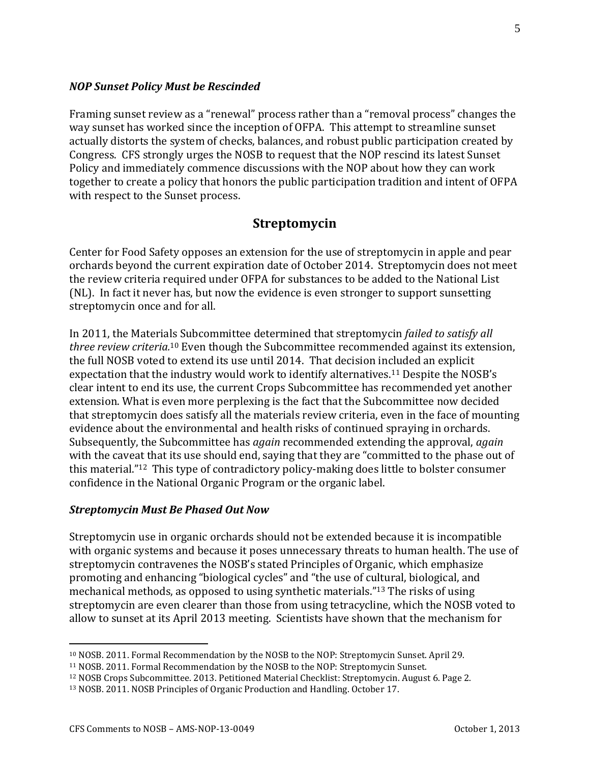### *NOP Sunset Policy Must be Rescinded*

Framing sunset review as a "renewal" process rather than a "removal process" changes the way sunset has worked since the inception of OFPA. This attempt to streamline sunset actually distorts the system of checks, balances, and robust public participation created by Congress. CFS strongly urges the NOSB to request that the NOP rescind its latest Sunset Policy and immediately commence discussions with the NOP about how they can work together to create a policy that honors the public participation tradition and intent of OFPA with respect to the Sunset process.

## Streptomycin

Center for Food Safety opposes an extension for the use of streptomycin in apple and pear orchards beyond the current expiration date of October 2014. Streptomycin does not meet the review criteria required under OFPA for substances to be added to the National List (NL). In fact it never has, but now the evidence is even stronger to support sunsetting streptomycin once and for all.

In 2011, the Materials Subcommittee determined that streptomycin *failed to satisfy all three review criteria.*[10] Even though the Subcommittee recommended against its extension, the full NOSB voted to extend its use until 2014. That decision included an explicit expectation that the industry would work to identify alternatives.[11] Despite the NOSB's clear intent to end its use, the current Crops Subcommittee has recommended yet another extension. What is even more perplexing is the fact that the Subcommittee now decided that streptomycin does satisfy all the materials review criteria, even in the face of mounting evidence about the environmental and health risks of continued spraying in orchards. Subsequently, the Subcommittee has *again* recommended extending the approval, *again* with the caveat that its use should end, saying that they are "committed to the phase out of this material."[12] This type of contradictory policy-making does little to bolster consumer confidence in the National Organic Program or the organic label.

### *Streptomycin Must Be Phased Out Now*

Streptomycin use in organic orchards should not be extended because it is incompatible with organic systems and because it poses unnecessary threats to human health. The use of streptomycin contravenes the NOSB's stated Principles of Organic, which emphasize promoting and enhancing "biological cycles" and "the use of cultural, biological, and mechanical methods, as opposed to using synthetic materials."[13] The risks of using streptomycin are even clearer than those from using tetracycline, which the NOSB voted to allow to sunset at its April 2013 meeting. Scientists have shown that the mechanism for

---

[10] NOSB. 2011. Formal Recommendation by the NOSB to the NOP: Streptomycin Sunset. April 29.

[11] NOSB. 2011. Formal Recommendation by the NOSB to the NOP: Streptomycin Sunset.

[12] NOSB Crops Subcommittee. 2013. Petitioned Material Checklist: Streptomycin. August 6. Page 2.

[13] NOSB. 2011. NOSB Principles of Organic Production and Handling. October 17.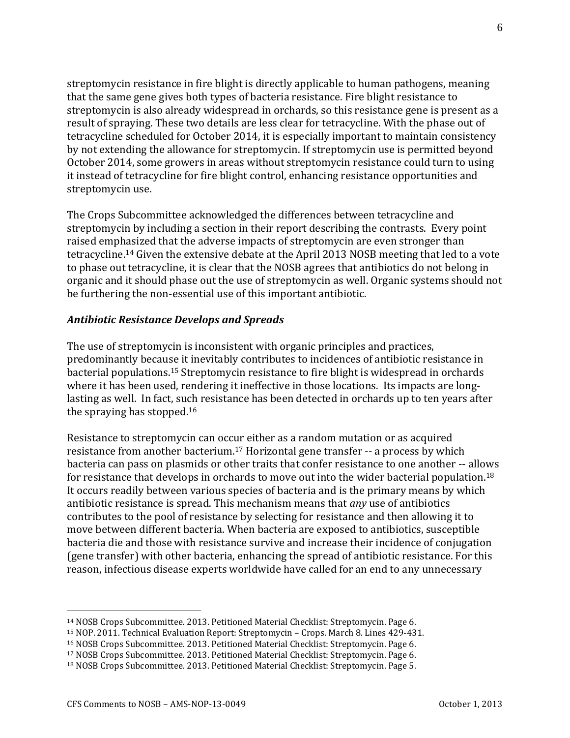streptomycin resistance in fire blight is directly applicable to human pathogens, meaning that the same gene gives both types of bacteria resistance. Fire blight resistance to streptomycin is also already widespread in orchards, so this resistance gene is present as a result of spraying. These two details are less clear for tetracycline. With the phase out of tetracycline scheduled for October 2014, it is especially important to maintain consistency by not extending the allowance for streptomycin. If streptomycin use is permitted beyond October 2014, some growers in areas without streptomycin resistance could turn to using it instead of tetracycline for fire blight control, enhancing resistance opportunities and streptomycin use.

The Crops Subcommittee acknowledged the differences between tetracycline and streptomycin by including a section in their report describing the contrasts. Every point raised emphasized that the adverse impacts of streptomycin are even stronger than tetracycline.[14] Given the extensive debate at the April 2013 NOSB meeting that led to a vote to phase out tetracycline, it is clear that the NOSB agrees that antibiotics do not belong in organic and it should phase out the use of streptomycin as well. Organic systems should not be furthering the non-essential use of this important antibiotic.

### *Antibiotic Resistance Develops and Spreads*

The use of streptomycin is inconsistent with organic principles and practices, predominantly because it inevitably contributes to incidences of antibiotic resistance in bacterial populations.[15] Streptomycin resistance to fire blight is widespread in orchards where it has been used, rendering it ineffective in those locations. Its impacts are long-lasting as well. In fact, such resistance has been detected in orchards up to ten years after the spraying has stopped.[16]

Resistance to streptomycin can occur either as a random mutation or as acquired resistance from another bacterium.[17] Horizontal gene transfer -- a process by which bacteria can pass on plasmids or other traits that confer resistance to one another -- allows for resistance that develops in orchards to move out into the wider bacterial population.[18] It occurs readily between various species of bacteria and is the primary means by which antibiotic resistance is spread. This mechanism means that *any* use of antibiotics contributes to the pool of resistance by selecting for resistance and then allowing it to move between different bacteria. When bacteria are exposed to antibiotics, susceptible bacteria die and those with resistance survive and increase their incidence of conjugation (gene transfer) with other bacteria, enhancing the spread of antibiotic resistance. For this reason, infectious disease experts worldwide have called for an end to any unnecessary

---

[14] NOSB Crops Subcommittee. 2013. Petitioned Material Checklist: Streptomycin. Page 6.
[15] NOP. 2011. Technical Evaluation Report: Streptomycin – Crops. March 8. Lines 429-431.
[16] NOSB Crops Subcommittee. 2013. Petitioned Material Checklist: Streptomycin. Page 6.
[17] NOSB Crops Subcommittee. 2013. Petitioned Material Checklist: Streptomycin. Page 6.
[18] NOSB Crops Subcommittee. 2013. Petitioned Material Checklist: Streptomycin. Page 5.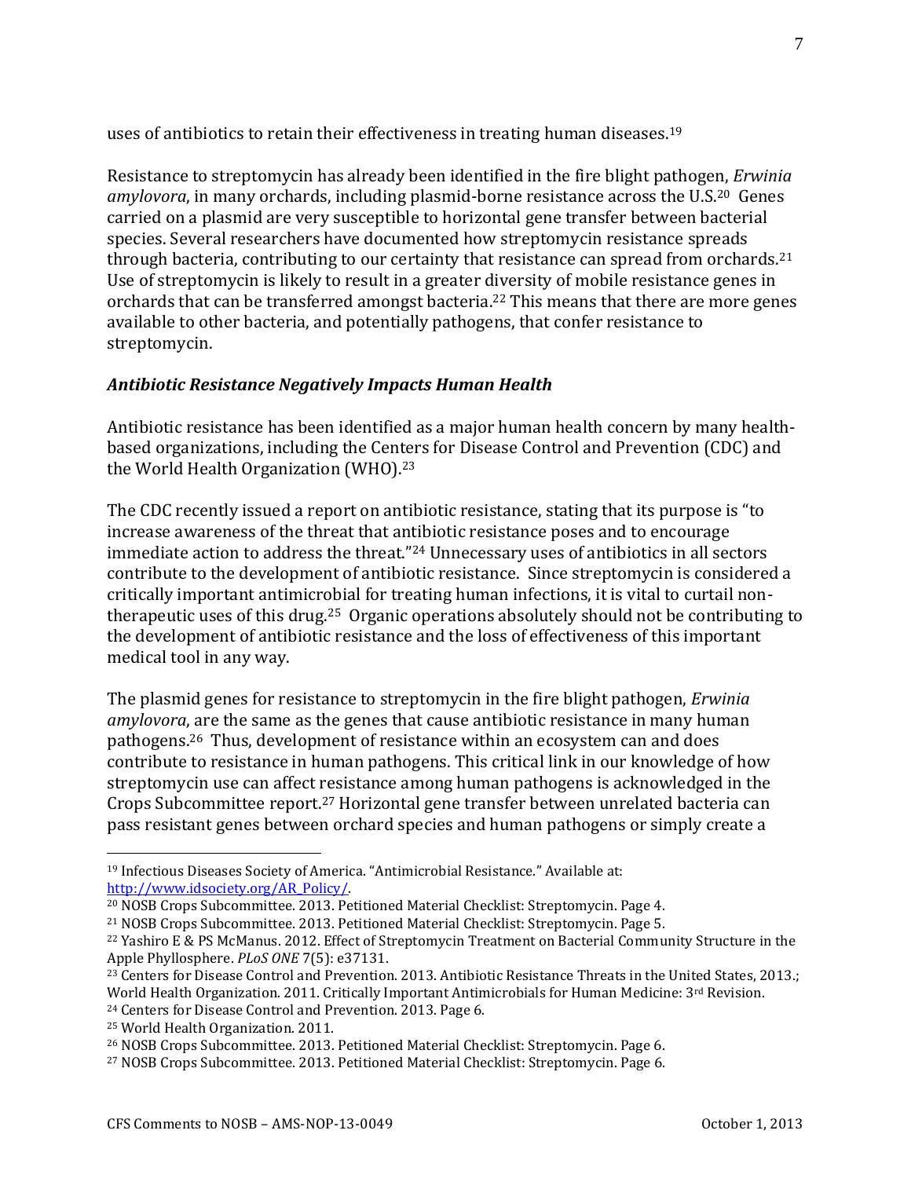uses of antibiotics to retain their effectiveness in treating human diseases.[19]

Resistance to streptomycin has already been identified in the fire blight pathogen, *Erwinia amylovora*, in many orchards, including plasmid-borne resistance across the U.S.[20] Genes carried on a plasmid are very susceptible to horizontal gene transfer between bacterial species. Several researchers have documented how streptomycin resistance spreads through bacteria, contributing to our certainty that resistance can spread from orchards.[21] Use of streptomycin is likely to result in a greater diversity of mobile resistance genes in orchards that can be transferred amongst bacteria.[22] This means that there are more genes available to other bacteria, and potentially pathogens, that confer resistance to streptomycin.

### *Antibiotic Resistance Negatively Impacts Human Health*

Antibiotic resistance has been identified as a major human health concern by many health-based organizations, including the Centers for Disease Control and Prevention (CDC) and the World Health Organization (WHO).[23]

The CDC recently issued a report on antibiotic resistance, stating that its purpose is "to increase awareness of the threat that antibiotic resistance poses and to encourage immediate action to address the threat."[24] Unnecessary uses of antibiotics in all sectors contribute to the development of antibiotic resistance. Since streptomycin is considered a critically important antimicrobial for treating human infections, it is vital to curtail non-therapeutic uses of this drug.[25] Organic operations absolutely should not be contributing to the development of antibiotic resistance and the loss of effectiveness of this important medical tool in any way.

The plasmid genes for resistance to streptomycin in the fire blight pathogen, *Erwinia amylovora*, are the same as the genes that cause antibiotic resistance in many human pathogens.[26] Thus, development of resistance within an ecosystem can and does contribute to resistance in human pathogens. This critical link in our knowledge of how streptomycin use can affect resistance among human pathogens is acknowledged in the Crops Subcommittee report.[27] Horizontal gene transfer between unrelated bacteria can pass resistant genes between orchard species and human pathogens or simply create a

---

[19] Infectious Diseases Society of America. "Antimicrobial Resistance." Available at: http://www.idsociety.org/AR_Policy/.

[20] NOSB Crops Subcommittee. 2013. Petitioned Material Checklist: Streptomycin. Page 4.

[21] NOSB Crops Subcommittee. 2013. Petitioned Material Checklist: Streptomycin. Page 5.

[22] Yashiro E & PS McManus. 2012. Effect of Streptomycin Treatment on Bacterial Community Structure in the Apple Phyllosphere. *PLoS ONE* 7(5): e37131.

[23] Centers for Disease Control and Prevention. 2013. Antibiotic Resistance Threats in the United States, 2013.; World Health Organization. 2011. Critically Important Antimicrobials for Human Medicine: 3rd Revision.

[24] Centers for Disease Control and Prevention. 2013. Page 6.

[25] World Health Organization. 2011.

[26] NOSB Crops Subcommittee. 2013. Petitioned Material Checklist: Streptomycin. Page 6.

[27] NOSB Crops Subcommittee. 2013. Petitioned Material Checklist: Streptomycin. Page 6.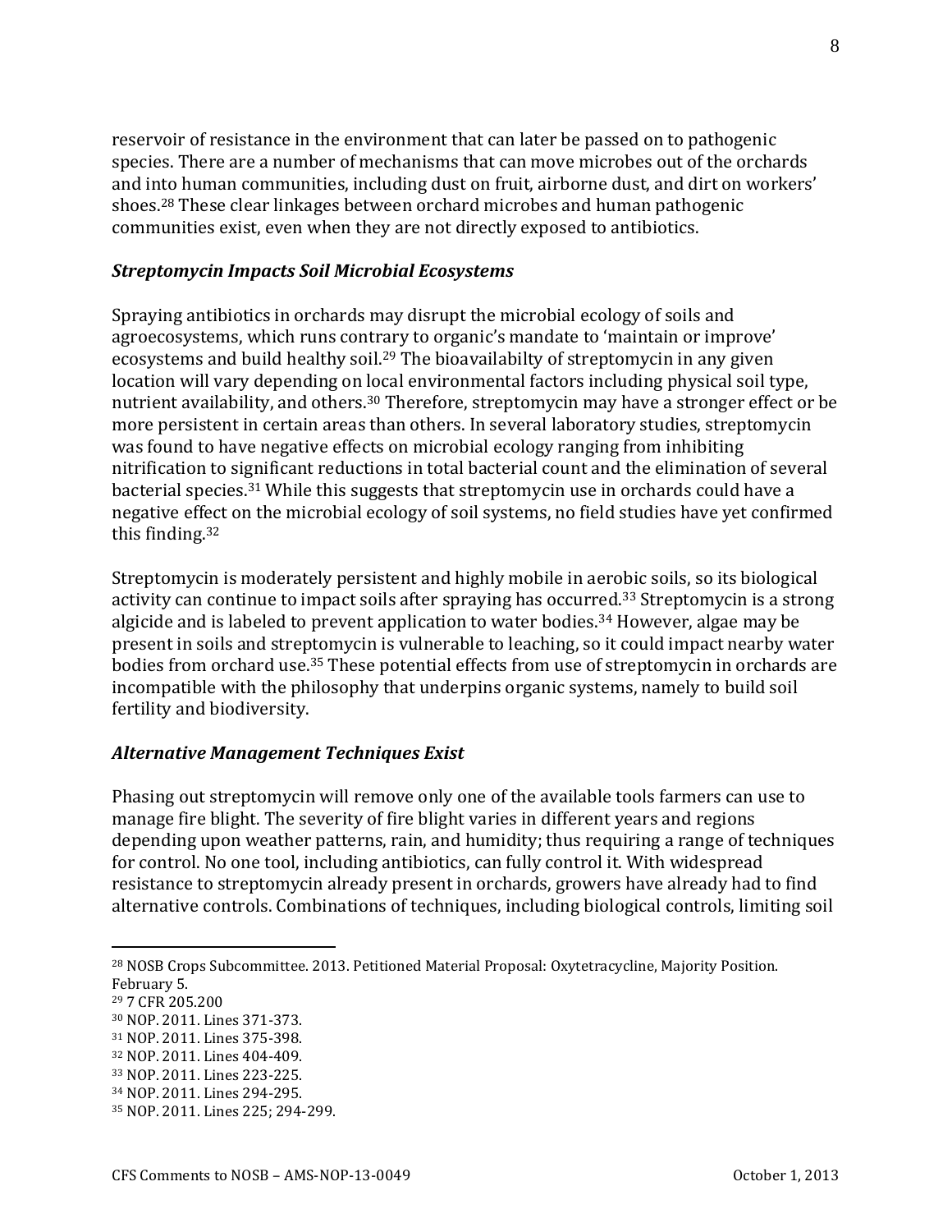reservoir of resistance in the environment that can later be passed on to pathogenic species. There are a number of mechanisms that can move microbes out of the orchards and into human communities, including dust on fruit, airborne dust, and dirt on workers' shoes.[28] These clear linkages between orchard microbes and human pathogenic communities exist, even when they are not directly exposed to antibiotics.

### *Streptomycin Impacts Soil Microbial Ecosystems*

Spraying antibiotics in orchards may disrupt the microbial ecology of soils and agroecosystems, which runs contrary to organic's mandate to 'maintain or improve' ecosystems and build healthy soil.[29] The bioavailabilty of streptomycin in any given location will vary depending on local environmental factors including physical soil type, nutrient availability, and others.[30] Therefore, streptomycin may have a stronger effect or be more persistent in certain areas than others. In several laboratory studies, streptomycin was found to have negative effects on microbial ecology ranging from inhibiting nitrification to significant reductions in total bacterial count and the elimination of several bacterial species.[31] While this suggests that streptomycin use in orchards could have a negative effect on the microbial ecology of soil systems, no field studies have yet confirmed this finding.[32]

Streptomycin is moderately persistent and highly mobile in aerobic soils, so its biological activity can continue to impact soils after spraying has occurred.[33] Streptomycin is a strong algicide and is labeled to prevent application to water bodies.[34] However, algae may be present in soils and streptomycin is vulnerable to leaching, so it could impact nearby water bodies from orchard use.[35] These potential effects from use of streptomycin in orchards are incompatible with the philosophy that underpins organic systems, namely to build soil fertility and biodiversity.

### *Alternative Management Techniques Exist*

Phasing out streptomycin will remove only one of the available tools farmers can use to manage fire blight. The severity of fire blight varies in different years and regions depending upon weather patterns, rain, and humidity; thus requiring a range of techniques for control. No one tool, including antibiotics, can fully control it. With widespread resistance to streptomycin already present in orchards, growers have already had to find alternative controls. Combinations of techniques, including biological controls, limiting soil

---

[28] NOSB Crops Subcommittee. 2013. Petitioned Material Proposal: Oxytetracycline, Majority Position. February 5.

[29] 7 CFR 205.200

[30] NOP. 2011. Lines 371-373.

[31] NOP. 2011. Lines 375-398.

[32] NOP. 2011. Lines 404-409.

[33] NOP. 2011. Lines 223-225.

[34] NOP. 2011. Lines 294-295.

[35] NOP. 2011. Lines 225; 294-299.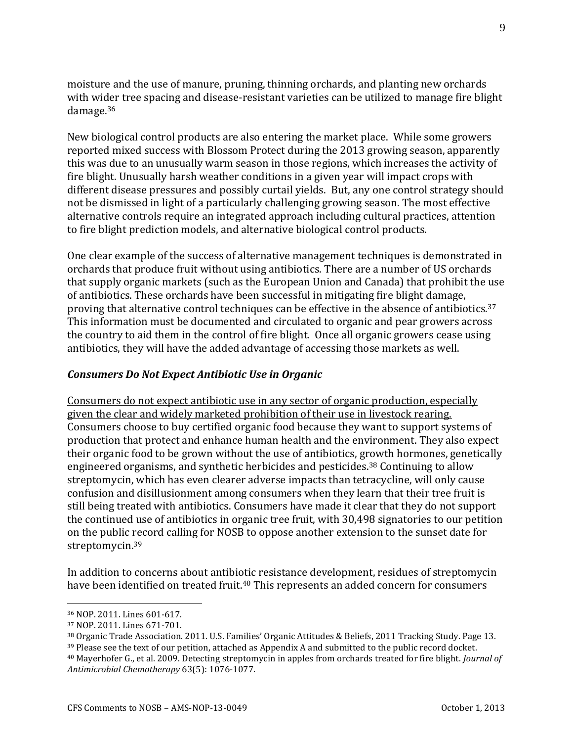moisture and the use of manure, pruning, thinning orchards, and planting new orchards with wider tree spacing and disease-resistant varieties can be utilized to manage fire blight damage.[36]

New biological control products are also entering the market place. While some growers reported mixed success with Blossom Protect during the 2013 growing season, apparently this was due to an unusually warm season in those regions, which increases the activity of fire blight. Unusually harsh weather conditions in a given year will impact crops with different disease pressures and possibly curtail yields. But, any one control strategy should not be dismissed in light of a particularly challenging growing season. The most effective alternative controls require an integrated approach including cultural practices, attention to fire blight prediction models, and alternative biological control products.

One clear example of the success of alternative management techniques is demonstrated in orchards that produce fruit without using antibiotics. There are a number of US orchards that supply organic markets (such as the European Union and Canada) that prohibit the use of antibiotics. These orchards have been successful in mitigating fire blight damage, proving that alternative control techniques can be effective in the absence of antibiotics.[37] This information must be documented and circulated to organic and pear growers across the country to aid them in the control of fire blight. Once all organic growers cease using antibiotics, they will have the added advantage of accessing those markets as well.

### ***Consumers Do Not Expect Antibiotic Use in Organic***

<u>Consumers do not expect antibiotic use in any sector of organic production, especially given the clear and widely marketed prohibition of their use in livestock rearing.</u> Consumers choose to buy certified organic food because they want to support systems of production that protect and enhance human health and the environment. They also expect their organic food to be grown without the use of antibiotics, growth hormones, genetically engineered organisms, and synthetic herbicides and pesticides.[38] Continuing to allow streptomycin, which has even clearer adverse impacts than tetracycline, will only cause confusion and disillusionment among consumers when they learn that their tree fruit is still being treated with antibiotics. Consumers have made it clear that they do not support the continued use of antibiotics in organic tree fruit, with 30,498 signatories to our petition on the public record calling for NOSB to oppose another extension to the sunset date for streptomycin.[39]

In addition to concerns about antibiotic resistance development, residues of streptomycin have been identified on treated fruit.[40] This represents an added concern for consumers

---

[36] NOP. 2011. Lines 601-617.

[37] NOP. 2011. Lines 671-701.

[38] Organic Trade Association. 2011. U.S. Families' Organic Attitudes & Beliefs, 2011 Tracking Study. Page 13.

[39] Please see the text of our petition, attached as Appendix A and submitted to the public record docket.

[40] Mayerhofer G., et al. 2009. Detecting streptomycin in apples from orchards treated for fire blight. *Journal of Antimicrobial Chemotherapy* 63(5): 1076-1077.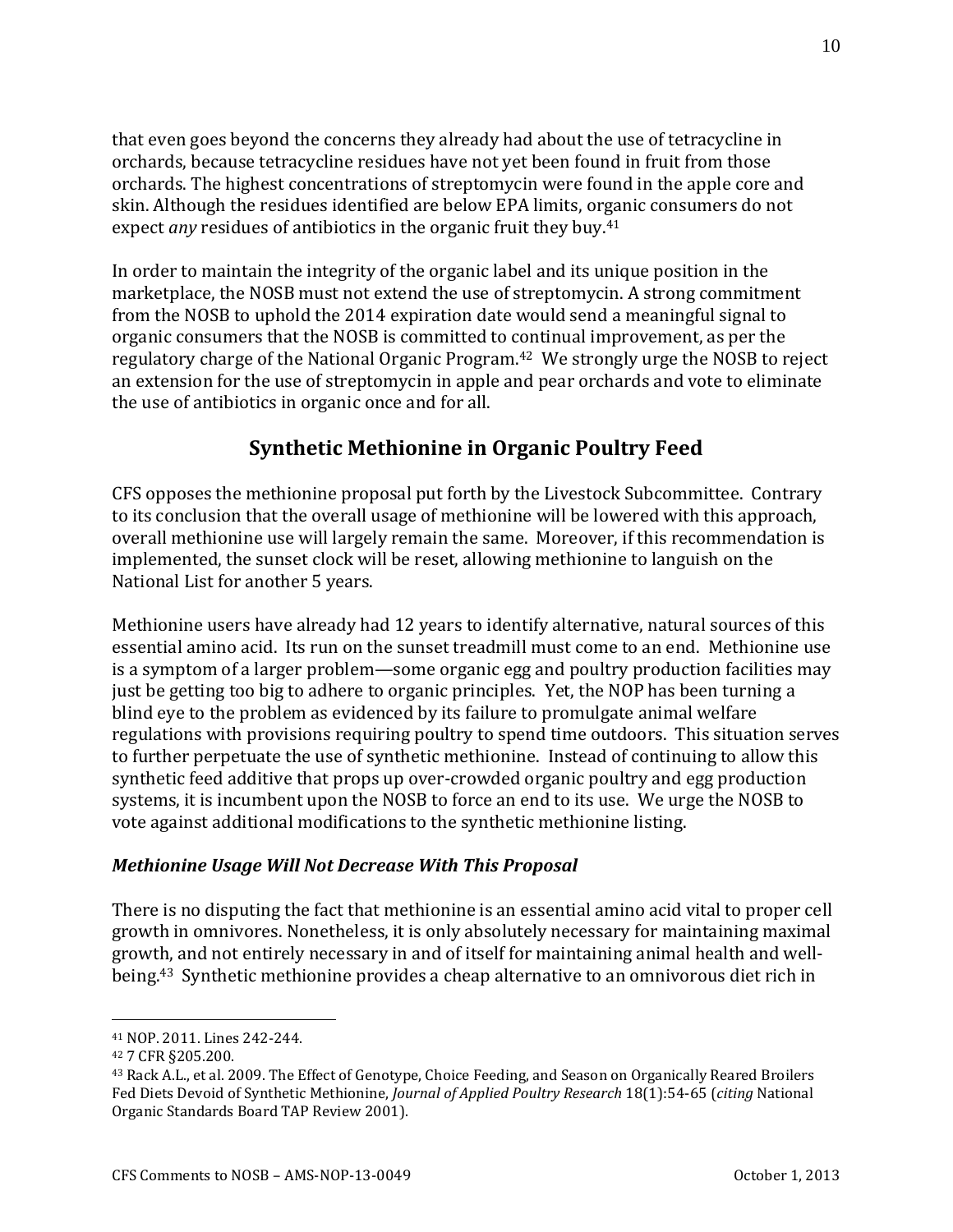that even goes beyond the concerns they already had about the use of tetracycline in orchards, because tetracycline residues have not yet been found in fruit from those orchards. The highest concentrations of streptomycin were found in the apple core and skin. Although the residues identified are below EPA limits, organic consumers do not expect *any* residues of antibiotics in the organic fruit they buy.[41]

In order to maintain the integrity of the organic label and its unique position in the marketplace, the NOSB must not extend the use of streptomycin. A strong commitment from the NOSB to uphold the 2014 expiration date would send a meaningful signal to organic consumers that the NOSB is committed to continual improvement, as per the regulatory charge of the National Organic Program.[42] We strongly urge the NOSB to reject an extension for the use of streptomycin in apple and pear orchards and vote to eliminate the use of antibiotics in organic once and for all.

## Synthetic Methionine in Organic Poultry Feed

CFS opposes the methionine proposal put forth by the Livestock Subcommittee. Contrary to its conclusion that the overall usage of methionine will be lowered with this approach, overall methionine use will largely remain the same. Moreover, if this recommendation is implemented, the sunset clock will be reset, allowing methionine to languish on the National List for another 5 years.

Methionine users have already had 12 years to identify alternative, natural sources of this essential amino acid. Its run on the sunset treadmill must come to an end. Methionine use is a symptom of a larger problem—some organic egg and poultry production facilities may just be getting too big to adhere to organic principles. Yet, the NOP has been turning a blind eye to the problem as evidenced by its failure to promulgate animal welfare regulations with provisions requiring poultry to spend time outdoors. This situation serves to further perpetuate the use of synthetic methionine. Instead of continuing to allow this synthetic feed additive that props up over-crowded organic poultry and egg production systems, it is incumbent upon the NOSB to force an end to its use. We urge the NOSB to vote against additional modifications to the synthetic methionine listing.

### *Methionine Usage Will Not Decrease With This Proposal*

There is no disputing the fact that methionine is an essential amino acid vital to proper cell growth in omnivores. Nonetheless, it is only absolutely necessary for maintaining maximal growth, and not entirely necessary in and of itself for maintaining animal health and well-being.[43] Synthetic methionine provides a cheap alternative to an omnivorous diet rich in

---

[41] NOP. 2011. Lines 242-244.

[42] 7 CFR §205.200.

[43] Rack A.L., et al. 2009. The Effect of Genotype, Choice Feeding, and Season on Organically Reared Broilers Fed Diets Devoid of Synthetic Methionine, *Journal of Applied Poultry Research* 18(1):54-65 (*citing* National Organic Standards Board TAP Review 2001).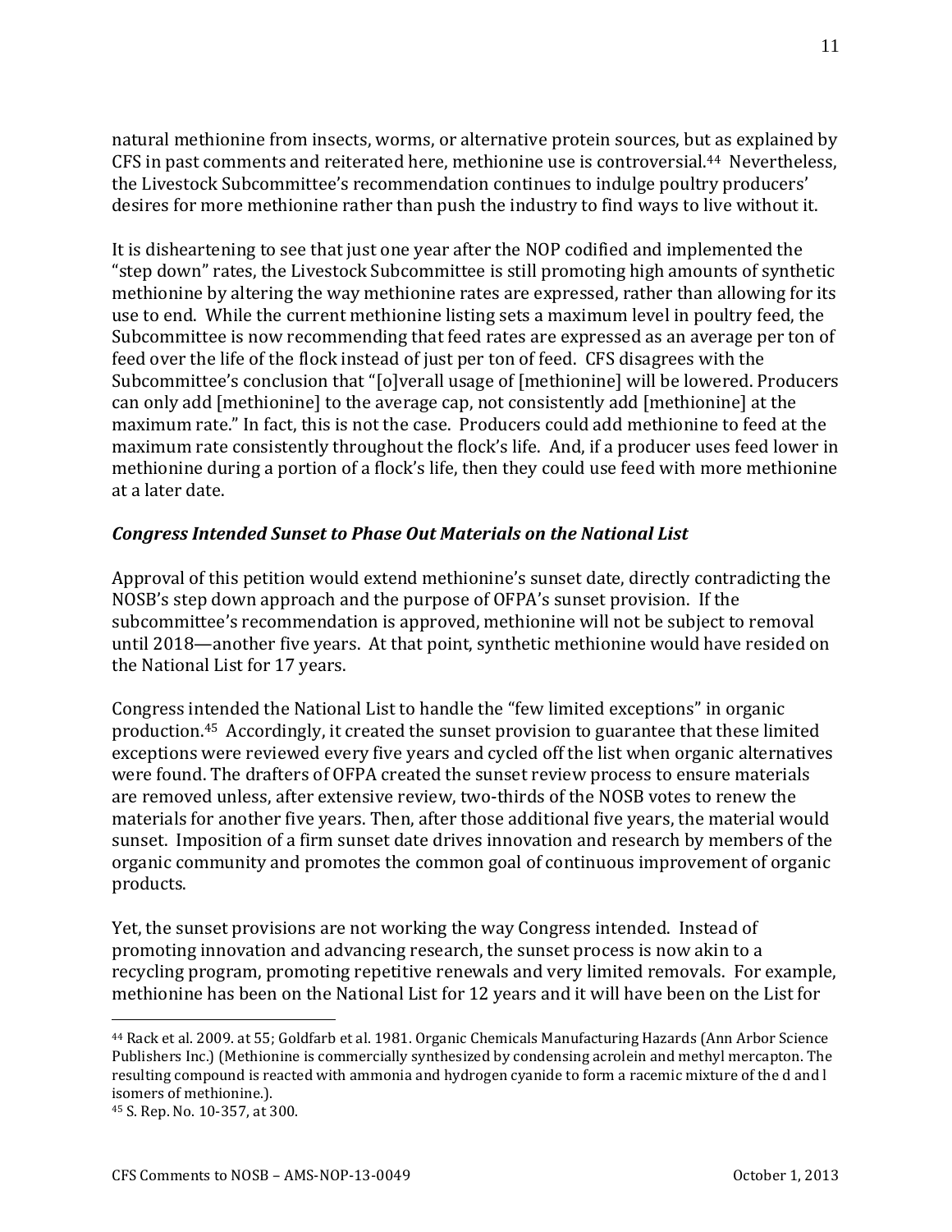natural methionine from insects, worms, or alternative protein sources, but as explained by CFS in past comments and reiterated here, methionine use is controversial.[44] Nevertheless, the Livestock Subcommittee's recommendation continues to indulge poultry producers' desires for more methionine rather than push the industry to find ways to live without it.

It is disheartening to see that just one year after the NOP codified and implemented the "step down" rates, the Livestock Subcommittee is still promoting high amounts of synthetic methionine by altering the way methionine rates are expressed, rather than allowing for its use to end. While the current methionine listing sets a maximum level in poultry feed, the Subcommittee is now recommending that feed rates are expressed as an average per ton of feed over the life of the flock instead of just per ton of feed. CFS disagrees with the Subcommittee's conclusion that "[o]verall usage of [methionine] will be lowered. Producers can only add [methionine] to the average cap, not consistently add [methionine] at the maximum rate." In fact, this is not the case. Producers could add methionine to feed at the maximum rate consistently throughout the flock's life. And, if a producer uses feed lower in methionine during a portion of a flock's life, then they could use feed with more methionine at a later date.

### *Congress Intended Sunset to Phase Out Materials on the National List*

Approval of this petition would extend methionine's sunset date, directly contradicting the NOSB's step down approach and the purpose of OFPA's sunset provision. If the subcommittee's recommendation is approved, methionine will not be subject to removal until 2018—another five years. At that point, synthetic methionine would have resided on the National List for 17 years.

Congress intended the National List to handle the "few limited exceptions" in organic production.[45] Accordingly, it created the sunset provision to guarantee that these limited exceptions were reviewed every five years and cycled off the list when organic alternatives were found. The drafters of OFPA created the sunset review process to ensure materials are removed unless, after extensive review, two-thirds of the NOSB votes to renew the materials for another five years. Then, after those additional five years, the material would sunset. Imposition of a firm sunset date drives innovation and research by members of the organic community and promotes the common goal of continuous improvement of organic products.

Yet, the sunset provisions are not working the way Congress intended. Instead of promoting innovation and advancing research, the sunset process is now akin to a recycling program, promoting repetitive renewals and very limited removals. For example, methionine has been on the National List for 12 years and it will have been on the List for

---

[44] Rack et al. 2009. at 55; Goldfarb et al. 1981. Organic Chemicals Manufacturing Hazards (Ann Arbor Science Publishers Inc.) (Methionine is commercially synthesized by condensing acrolein and methyl mercapton. The resulting compound is reacted with ammonia and hydrogen cyanide to form a racemic mixture of the d and l isomers of methionine.).

[45] S. Rep. No. 10-357, at 300.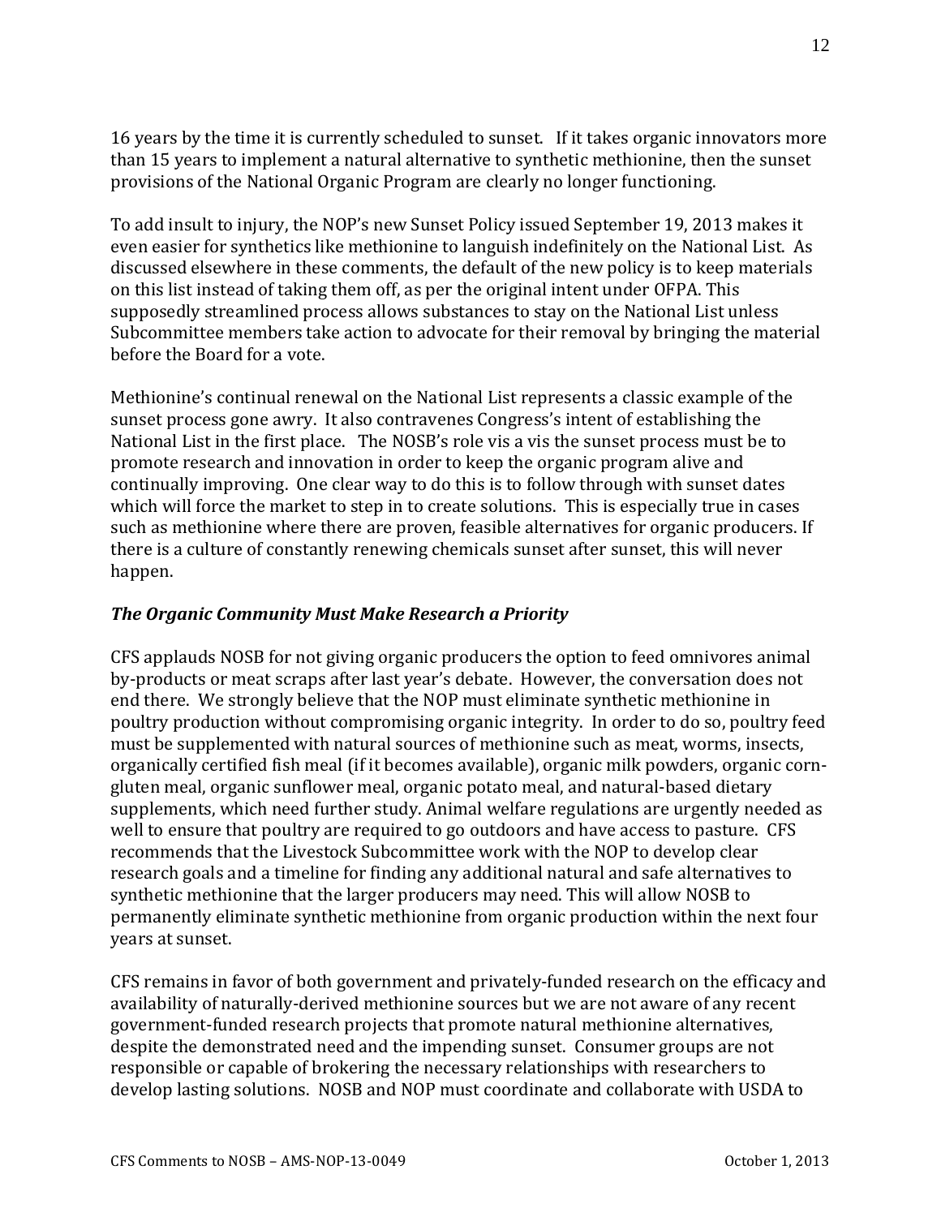16 years by the time it is currently scheduled to sunset. If it takes organic innovators more than 15 years to implement a natural alternative to synthetic methionine, then the sunset provisions of the National Organic Program are clearly no longer functioning.

To add insult to injury, the NOP's new Sunset Policy issued September 19, 2013 makes it even easier for synthetics like methionine to languish indefinitely on the National List. As discussed elsewhere in these comments, the default of the new policy is to keep materials on this list instead of taking them off, as per the original intent under OFPA. This supposedly streamlined process allows substances to stay on the National List unless Subcommittee members take action to advocate for their removal by bringing the material before the Board for a vote.

Methionine's continual renewal on the National List represents a classic example of the sunset process gone awry. It also contravenes Congress's intent of establishing the National List in the first place. The NOSB's role vis a vis the sunset process must be to promote research and innovation in order to keep the organic program alive and continually improving. One clear way to do this is to follow through with sunset dates which will force the market to step in to create solutions. This is especially true in cases such as methionine where there are proven, feasible alternatives for organic producers. If there is a culture of constantly renewing chemicals sunset after sunset, this will never happen.

### *The Organic Community Must Make Research a Priority*

CFS applauds NOSB for not giving organic producers the option to feed omnivores animal by-products or meat scraps after last year's debate. However, the conversation does not end there. We strongly believe that the NOP must eliminate synthetic methionine in poultry production without compromising organic integrity. In order to do so, poultry feed must be supplemented with natural sources of methionine such as meat, worms, insects, organically certified fish meal (if it becomes available), organic milk powders, organic corn-gluten meal, organic sunflower meal, organic potato meal, and natural-based dietary supplements, which need further study. Animal welfare regulations are urgently needed as well to ensure that poultry are required to go outdoors and have access to pasture. CFS recommends that the Livestock Subcommittee work with the NOP to develop clear research goals and a timeline for finding any additional natural and safe alternatives to synthetic methionine that the larger producers may need. This will allow NOSB to permanently eliminate synthetic methionine from organic production within the next four years at sunset.

CFS remains in favor of both government and privately-funded research on the efficacy and availability of naturally-derived methionine sources but we are not aware of any recent government-funded research projects that promote natural methionine alternatives, despite the demonstrated need and the impending sunset. Consumer groups are not responsible or capable of brokering the necessary relationships with researchers to develop lasting solutions. NOSB and NOP must coordinate and collaborate with USDA to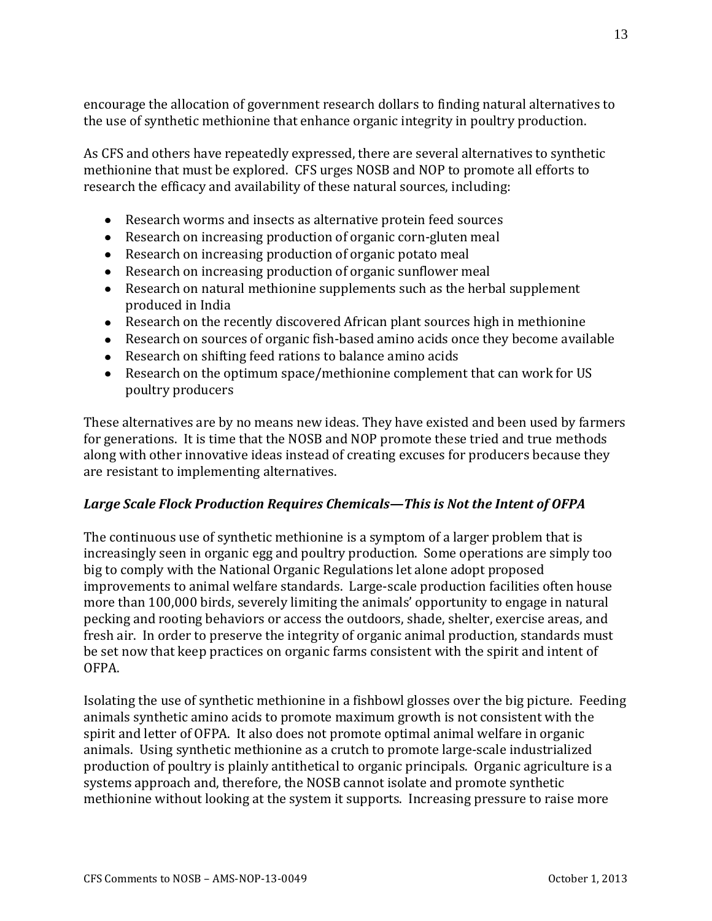encourage the allocation of government research dollars to finding natural alternatives to the use of synthetic methionine that enhance organic integrity in poultry production.

As CFS and others have repeatedly expressed, there are several alternatives to synthetic methionine that must be explored. CFS urges NOSB and NOP to promote all efforts to research the efficacy and availability of these natural sources, including:

- Research worms and insects as alternative protein feed sources
- Research on increasing production of organic corn-gluten meal
- Research on increasing production of organic potato meal
- Research on increasing production of organic sunflower meal
- Research on natural methionine supplements such as the herbal supplement produced in India
- Research on the recently discovered African plant sources high in methionine
- Research on sources of organic fish-based amino acids once they become available
- Research on shifting feed rations to balance amino acids
- Research on the optimum space/methionine complement that can work for US poultry producers

These alternatives are by no means new ideas. They have existed and been used by farmers for generations. It is time that the NOSB and NOP promote these tried and true methods along with other innovative ideas instead of creating excuses for producers because they are resistant to implementing alternatives.

### *Large Scale Flock Production Requires Chemicals—This is Not the Intent of OFPA*

The continuous use of synthetic methionine is a symptom of a larger problem that is increasingly seen in organic egg and poultry production. Some operations are simply too big to comply with the National Organic Regulations let alone adopt proposed improvements to animal welfare standards. Large-scale production facilities often house more than 100,000 birds, severely limiting the animals' opportunity to engage in natural pecking and rooting behaviors or access the outdoors, shade, shelter, exercise areas, and fresh air. In order to preserve the integrity of organic animal production, standards must be set now that keep practices on organic farms consistent with the spirit and intent of OFPA.

Isolating the use of synthetic methionine in a fishbowl glosses over the big picture. Feeding animals synthetic amino acids to promote maximum growth is not consistent with the spirit and letter of OFPA. It also does not promote optimal animal welfare in organic animals. Using synthetic methionine as a crutch to promote large-scale industrialized production of poultry is plainly antithetical to organic principals. Organic agriculture is a systems approach and, therefore, the NOSB cannot isolate and promote synthetic methionine without looking at the system it supports. Increasing pressure to raise more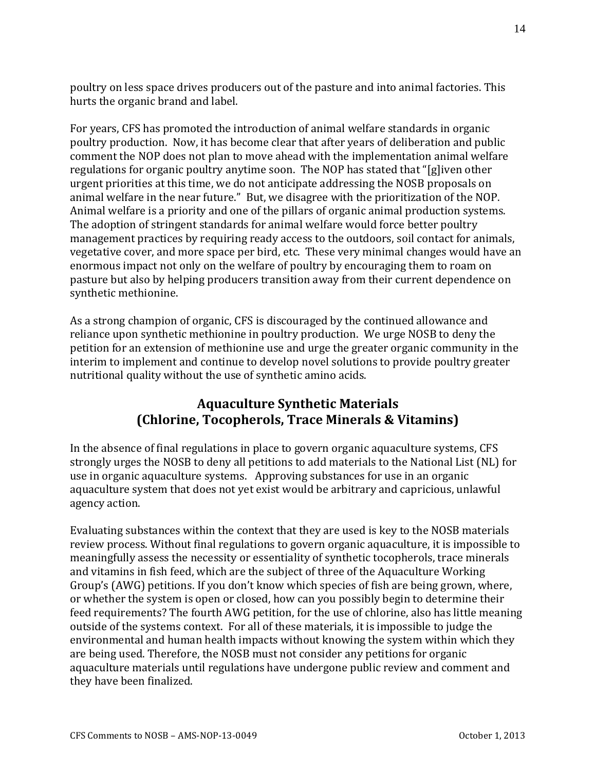poultry on less space drives producers out of the pasture and into animal factories. This hurts the organic brand and label.

For years, CFS has promoted the introduction of animal welfare standards in organic poultry production. Now, it has become clear that after years of deliberation and public comment the NOP does not plan to move ahead with the implementation animal welfare regulations for organic poultry anytime soon. The NOP has stated that "[g]iven other urgent priorities at this time, we do not anticipate addressing the NOSB proposals on animal welfare in the near future." But, we disagree with the prioritization of the NOP. Animal welfare is a priority and one of the pillars of organic animal production systems. The adoption of stringent standards for animal welfare would force better poultry management practices by requiring ready access to the outdoors, soil contact for animals, vegetative cover, and more space per bird, etc. These very minimal changes would have an enormous impact not only on the welfare of poultry by encouraging them to roam on pasture but also by helping producers transition away from their current dependence on synthetic methionine.

As a strong champion of organic, CFS is discouraged by the continued allowance and reliance upon synthetic methionine in poultry production. We urge NOSB to deny the petition for an extension of methionine use and urge the greater organic community in the interim to implement and continue to develop novel solutions to provide poultry greater nutritional quality without the use of synthetic amino acids.

## Aquaculture Synthetic Materials (Chlorine, Tocopherols, Trace Minerals & Vitamins)

In the absence of final regulations in place to govern organic aquaculture systems, CFS strongly urges the NOSB to deny all petitions to add materials to the National List (NL) for use in organic aquaculture systems. Approving substances for use in an organic aquaculture system that does not yet exist would be arbitrary and capricious, unlawful agency action.

Evaluating substances within the context that they are used is key to the NOSB materials review process. Without final regulations to govern organic aquaculture, it is impossible to meaningfully assess the necessity or essentiality of synthetic tocopherols, trace minerals and vitamins in fish feed, which are the subject of three of the Aquaculture Working Group's (AWG) petitions. If you don't know which species of fish are being grown, where, or whether the system is open or closed, how can you possibly begin to determine their feed requirements? The fourth AWG petition, for the use of chlorine, also has little meaning outside of the systems context. For all of these materials, it is impossible to judge the environmental and human health impacts without knowing the system within which they are being used. Therefore, the NOSB must not consider any petitions for organic aquaculture materials until regulations have undergone public review and comment and they have been finalized.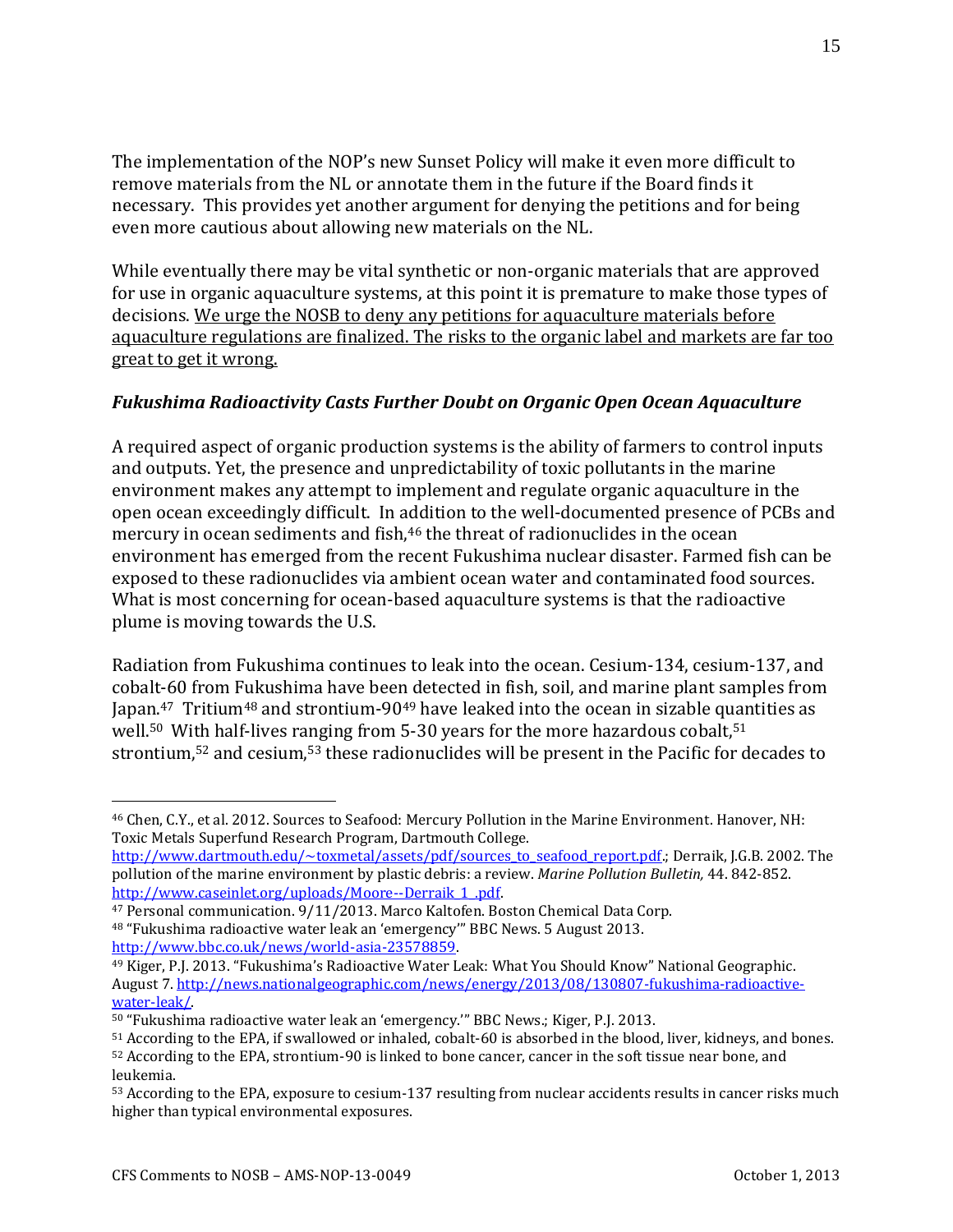The implementation of the NOP's new Sunset Policy will make it even more difficult to remove materials from the NL or annotate them in the future if the Board finds it necessary. This provides yet another argument for denying the petitions and for being even more cautious about allowing new materials on the NL.

While eventually there may be vital synthetic or non-organic materials that are approved for use in organic aquaculture systems, at this point it is premature to make those types of decisions. <u>We urge the NOSB to deny any petitions for aquaculture materials before aquaculture regulations are finalized. The risks to the organic label and markets are far too great to get it wrong.</u>

### *Fukushima Radioactivity Casts Further Doubt on Organic Open Ocean Aquaculture*

A required aspect of organic production systems is the ability of farmers to control inputs and outputs. Yet, the presence and unpredictability of toxic pollutants in the marine environment makes any attempt to implement and regulate organic aquaculture in the open ocean exceedingly difficult. In addition to the well-documented presence of PCBs and mercury in ocean sediments and fish,[46] the threat of radionuclides in the ocean environment has emerged from the recent Fukushima nuclear disaster. Farmed fish can be exposed to these radionuclides via ambient ocean water and contaminated food sources. What is most concerning for ocean-based aquaculture systems is that the radioactive plume is moving towards the U.S.

Radiation from Fukushima continues to leak into the ocean. Cesium-134, cesium-137, and cobalt-60 from Fukushima have been detected in fish, soil, and marine plant samples from Japan.[47] Tritium[48] and strontium-90[49] have leaked into the ocean in sizable quantities as well.[50] With half-lives ranging from 5-30 years for the more hazardous cobalt,[51] strontium,[52] and cesium,[53] these radionuclides will be present in the Pacific for decades to

---

[46] Chen, C.Y., et al. 2012. Sources to Seafood: Mercury Pollution in the Marine Environment. Hanover, NH: Toxic Metals Superfund Research Program, Dartmouth College. http://www.dartmouth.edu/~toxmetal/assets/pdf/sources_to_seafood_report.pdf.; Derraik, J.G.B. 2002. The pollution of the marine environment by plastic debris: a review. *Marine Pollution Bulletin,* 44. 842-852. http://www.caseinlet.org/uploads/Moore--Derraik_1_.pdf.

[47] Personal communication. 9/11/2013. Marco Kaltofen. Boston Chemical Data Corp.

[48] "Fukushima radioactive water leak an 'emergency'" BBC News. 5 August 2013. http://www.bbc.co.uk/news/world-asia-23578859.

[49] Kiger, P.J. 2013. "Fukushima's Radioactive Water Leak: What You Should Know" National Geographic. August 7. http://news.nationalgeographic.com/news/energy/2013/08/130807-fukushima-radioactive-water-leak/.

[50] "Fukushima radioactive water leak an 'emergency.'" BBC News.; Kiger, P.J. 2013.

[51] According to the EPA, if swallowed or inhaled, cobalt-60 is absorbed in the blood, liver, kidneys, and bones.

[52] According to the EPA, strontium-90 is linked to bone cancer, cancer in the soft tissue near bone, and leukemia.

[53] According to the EPA, exposure to cesium-137 resulting from nuclear accidents results in cancer risks much higher than typical environmental exposures.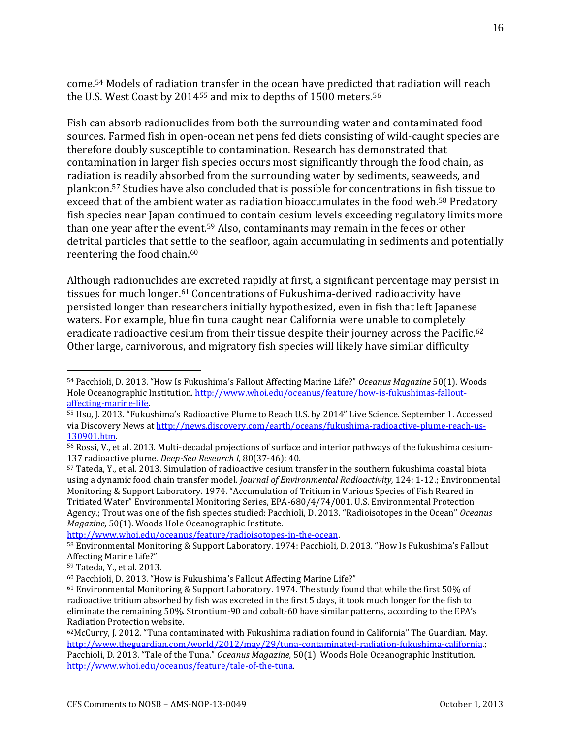come.[54] Models of radiation transfer in the ocean have predicted that radiation will reach the U.S. West Coast by 2014[55] and mix to depths of 1500 meters.[56]

Fish can absorb radionuclides from both the surrounding water and contaminated food sources. Farmed fish in open-ocean net pens fed diets consisting of wild-caught species are therefore doubly susceptible to contamination. Research has demonstrated that contamination in larger fish species occurs most significantly through the food chain, as radiation is readily absorbed from the surrounding water by sediments, seaweeds, and plankton.[57] Studies have also concluded that is possible for concentrations in fish tissue to exceed that of the ambient water as radiation bioaccumulates in the food web.[58] Predatory fish species near Japan continued to contain cesium levels exceeding regulatory limits more than one year after the event.[59] Also, contaminants may remain in the feces or other detrital particles that settle to the seafloor, again accumulating in sediments and potentially reentering the food chain.[60]

Although radionuclides are excreted rapidly at first, a significant percentage may persist in tissues for much longer.[61] Concentrations of Fukushima-derived radioactivity have persisted longer than researchers initially hypothesized, even in fish that left Japanese waters. For example, blue fin tuna caught near California were unable to completely eradicate radioactive cesium from their tissue despite their journey across the Pacific.[62] Other large, carnivorous, and migratory fish species will likely have similar difficulty

---

[54] Pacchioli, D. 2013. "How Is Fukushima's Fallout Affecting Marine Life?" *Oceanus Magazine* 50(1). Woods Hole Oceanographic Institution. http://www.whoi.edu/oceanus/feature/how-is-fukushimas-fallout-affecting-marine-life.

[55] Hsu, J. 2013. "Fukushima's Radioactive Plume to Reach U.S. by 2014" Live Science. September 1. Accessed via Discovery News at http://news.discovery.com/earth/oceans/fukushima-radioactive-plume-reach-us-130901.htm.

[56] Rossi, V., et al. 2013. Multi-decadal projections of surface and interior pathways of the fukushima cesium-137 radioactive plume. *Deep-Sea Research I*, 80(37-46): 40.

[57] Tateda, Y., et al. 2013. Simulation of radioactive cesium transfer in the southern fukushima coastal biota using a dynamic food chain transfer model. *Journal of Environmental Radioactivity,* 124: 1-12.; Environmental Monitoring & Support Laboratory. 1974. "Accumulation of Tritium in Various Species of Fish Reared in Tritiated Water" Environmental Monitoring Series, EPA-680/4/74/001. U.S. Environmental Protection Agency.; Trout was one of the fish species studied: Pacchioli, D. 2013. "Radioisotopes in the Ocean" *Oceanus Magazine,* 50(1). Woods Hole Oceanographic Institute. http://www.whoi.edu/oceanus/feature/radioisotopes-in-the-ocean.

[58] Environmental Monitoring & Support Laboratory. 1974: Pacchioli, D. 2013. "How Is Fukushima's Fallout Affecting Marine Life?"

[59] Tateda, Y., et al. 2013.

[60] Pacchioli, D. 2013. "How is Fukushima's Fallout Affecting Marine Life?"

[61] Environmental Monitoring & Support Laboratory. 1974. The study found that while the first 50% of radioactive tritium absorbed by fish was excreted in the first 5 days, it took much longer for the fish to eliminate the remaining 50%. Strontium-90 and cobalt-60 have similar patterns, according to the EPA's Radiation Protection website.

[62] McCurry, J. 2012. "Tuna contaminated with Fukushima radiation found in California" The Guardian. May. http://www.theguardian.com/world/2012/may/29/tuna-contaminated-radiation-fukushima-california.; Pacchioli, D. 2013. "Tale of the Tuna." *Oceanus Magazine,* 50(1). Woods Hole Oceanographic Institution. http://www.whoi.edu/oceanus/feature/tale-of-the-tuna.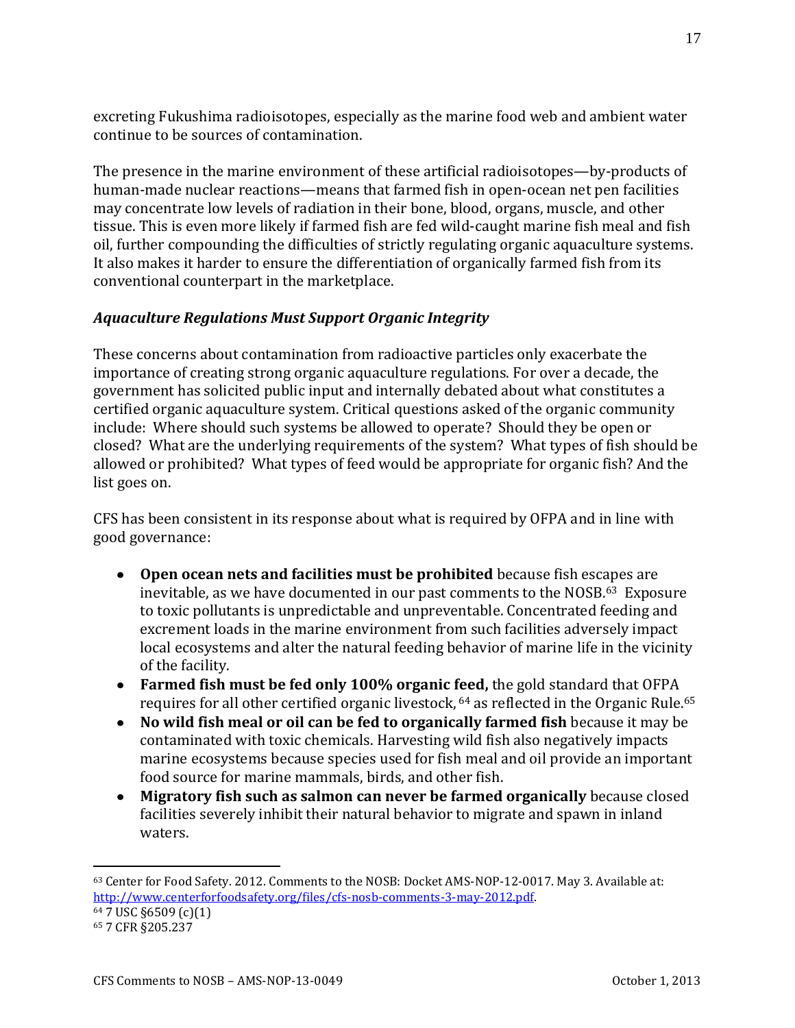excreting Fukushima radioisotopes, especially as the marine food web and ambient water continue to be sources of contamination.

The presence in the marine environment of these artificial radioisotopes—by-products of human-made nuclear reactions—means that farmed fish in open-ocean net pen facilities may concentrate low levels of radiation in their bone, blood, organs, muscle, and other tissue. This is even more likely if farmed fish are fed wild-caught marine fish meal and fish oil, further compounding the difficulties of strictly regulating organic aquaculture systems. It also makes it harder to ensure the differentiation of organically farmed fish from its conventional counterpart in the marketplace.

### *Aquaculture Regulations Must Support Organic Integrity*

These concerns about contamination from radioactive particles only exacerbate the importance of creating strong organic aquaculture regulations. For over a decade, the government has solicited public input and internally debated about what constitutes a certified organic aquaculture system. Critical questions asked of the organic community include: Where should such systems be allowed to operate? Should they be open or closed? What are the underlying requirements of the system? What types of fish should be allowed or prohibited? What types of feed would be appropriate for organic fish? And the list goes on.

CFS has been consistent in its response about what is required by OFPA and in line with good governance:

- **Open ocean nets and facilities must be prohibited** because fish escapes are inevitable, as we have documented in our past comments to the NOSB.[63] Exposure to toxic pollutants is unpredictable and unpreventable. Concentrated feeding and excrement loads in the marine environment from such facilities adversely impact local ecosystems and alter the natural feeding behavior of marine life in the vicinity of the facility.
- **Farmed fish must be fed only 100% organic feed,** the gold standard that OFPA requires for all other certified organic livestock,[64] as reflected in the Organic Rule.[65]
- **No wild fish meal or oil can be fed to organically farmed fish** because it may be contaminated with toxic chemicals. Harvesting wild fish also negatively impacts marine ecosystems because species used for fish meal and oil provide an important food source for marine mammals, birds, and other fish.
- **Migratory fish such as salmon can never be farmed organically** because closed facilities severely inhibit their natural behavior to migrate and spawn in inland waters.

---

[63] Center for Food Safety. 2012. Comments to the NOSB: Docket AMS-NOP-12-0017. May 3. Available at: http://www.centerforfoodsafety.org/files/cfs-nosb-comments-3-may-2012.pdf.

[64] 7 USC §6509 (c)(1)

[65] 7 CFR §205.237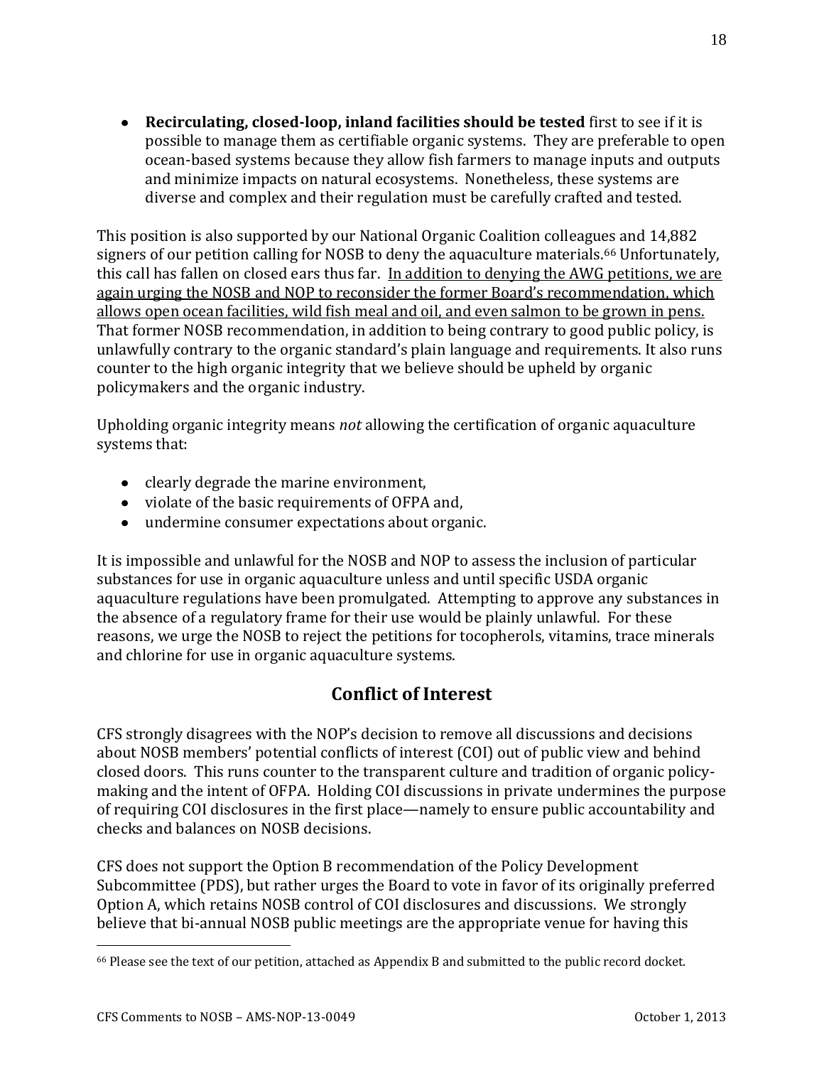- **Recirculating, closed-loop, inland facilities should be tested** first to see if it is possible to manage them as certifiable organic systems. They are preferable to open ocean-based systems because they allow fish farmers to manage inputs and outputs and minimize impacts on natural ecosystems. Nonetheless, these systems are diverse and complex and their regulation must be carefully crafted and tested.

This position is also supported by our National Organic Coalition colleagues and 14,882 signers of our petition calling for NOSB to deny the aquaculture materials.[66] Unfortunately, this call has fallen on closed ears thus far. <u>In addition to denying the AWG petitions, we are again urging the NOSB and NOP to reconsider the former Board's recommendation, which allows open ocean facilities, wild fish meal and oil, and even salmon to be grown in pens.</u> That former NOSB recommendation, in addition to being contrary to good public policy, is unlawfully contrary to the organic standard's plain language and requirements. It also runs counter to the high organic integrity that we believe should be upheld by organic policymakers and the organic industry.

Upholding organic integrity means *not* allowing the certification of organic aquaculture systems that:

- clearly degrade the marine environment,
- violate of the basic requirements of OFPA and,
- undermine consumer expectations about organic.

It is impossible and unlawful for the NOSB and NOP to assess the inclusion of particular substances for use in organic aquaculture unless and until specific USDA organic aquaculture regulations have been promulgated. Attempting to approve any substances in the absence of a regulatory frame for their use would be plainly unlawful. For these reasons, we urge the NOSB to reject the petitions for tocopherols, vitamins, trace minerals and chlorine for use in organic aquaculture systems.

## Conflict of Interest

CFS strongly disagrees with the NOP's decision to remove all discussions and decisions about NOSB members' potential conflicts of interest (COI) out of public view and behind closed doors. This runs counter to the transparent culture and tradition of organic policy-making and the intent of OFPA. Holding COI discussions in private undermines the purpose of requiring COI disclosures in the first place—namely to ensure public accountability and checks and balances on NOSB decisions.

CFS does not support the Option B recommendation of the Policy Development Subcommittee (PDS), but rather urges the Board to vote in favor of its originally preferred Option A, which retains NOSB control of COI disclosures and discussions. We strongly believe that bi-annual NOSB public meetings are the appropriate venue for having this

[66] Please see the text of our petition, attached as Appendix B and submitted to the public record docket.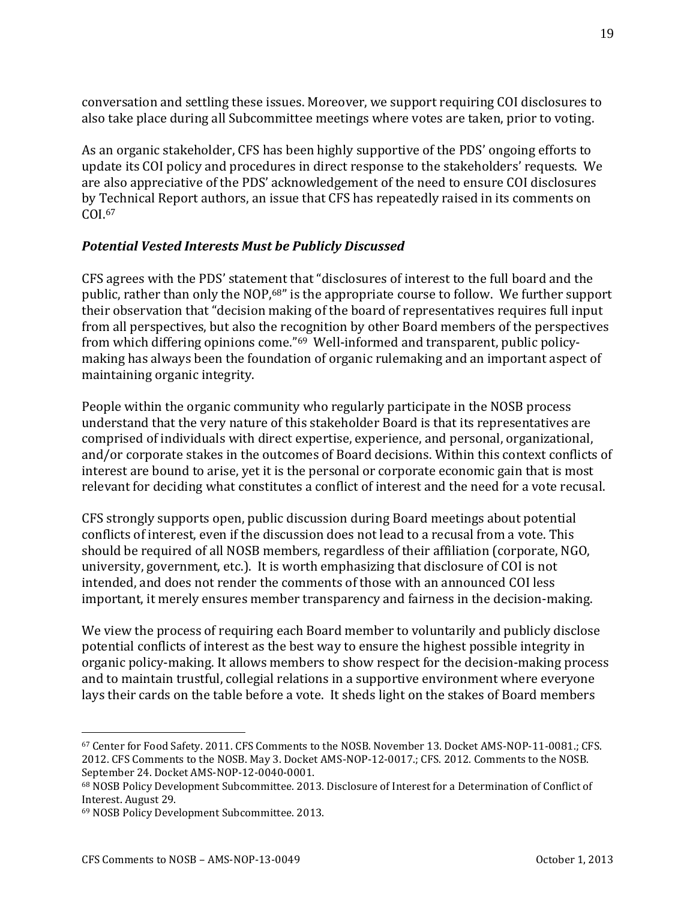conversation and settling these issues. Moreover, we support requiring COI disclosures to also take place during all Subcommittee meetings where votes are taken, prior to voting.

As an organic stakeholder, CFS has been highly supportive of the PDS' ongoing efforts to update its COI policy and procedures in direct response to the stakeholders' requests. We are also appreciative of the PDS' acknowledgement of the need to ensure COI disclosures by Technical Report authors, an issue that CFS has repeatedly raised in its comments on COI.[67]

### *Potential Vested Interests Must be Publicly Discussed*

CFS agrees with the PDS' statement that "disclosures of interest to the full board and the public, rather than only the NOP,[68]" is the appropriate course to follow. We further support their observation that "decision making of the board of representatives requires full input from all perspectives, but also the recognition by other Board members of the perspectives from which differing opinions come."[69] Well-informed and transparent, public policy-making has always been the foundation of organic rulemaking and an important aspect of maintaining organic integrity.

People within the organic community who regularly participate in the NOSB process understand that the very nature of this stakeholder Board is that its representatives are comprised of individuals with direct expertise, experience, and personal, organizational, and/or corporate stakes in the outcomes of Board decisions. Within this context conflicts of interest are bound to arise, yet it is the personal or corporate economic gain that is most relevant for deciding what constitutes a conflict of interest and the need for a vote recusal.

CFS strongly supports open, public discussion during Board meetings about potential conflicts of interest, even if the discussion does not lead to a recusal from a vote. This should be required of all NOSB members, regardless of their affiliation (corporate, NGO, university, government, etc.). It is worth emphasizing that disclosure of COI is not intended, and does not render the comments of those with an announced COI less important, it merely ensures member transparency and fairness in the decision-making.

We view the process of requiring each Board member to voluntarily and publicly disclose potential conflicts of interest as the best way to ensure the highest possible integrity in organic policy-making. It allows members to show respect for the decision-making process and to maintain trustful, collegial relations in a supportive environment where everyone lays their cards on the table before a vote. It sheds light on the stakes of Board members

---

[67] Center for Food Safety. 2011. CFS Comments to the NOSB. November 13. Docket AMS-NOP-11-0081.; CFS. 2012. CFS Comments to the NOSB. May 3. Docket AMS-NOP-12-0017.; CFS. 2012. Comments to the NOSB. September 24. Docket AMS-NOP-12-0040-0001.

[68] NOSB Policy Development Subcommittee. 2013. Disclosure of Interest for a Determination of Conflict of Interest. August 29.

[69] NOSB Policy Development Subcommittee. 2013.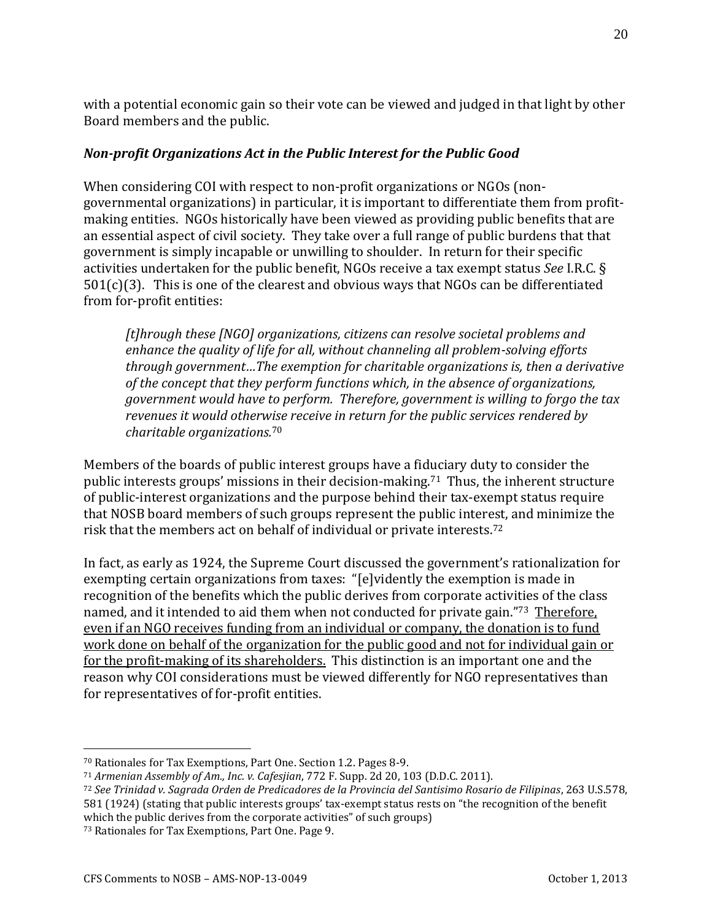with a potential economic gain so their vote can be viewed and judged in that light by other Board members and the public.

### ***Non-profit Organizations Act in the Public Interest for the Public Good***

When considering COI with respect to non-profit organizations or NGOs (non-governmental organizations) in particular, it is important to differentiate them from profit-making entities. NGOs historically have been viewed as providing public benefits that are an essential aspect of civil society. They take over a full range of public burdens that that government is simply incapable or unwilling to shoulder. In return for their specific activities undertaken for the public benefit, NGOs receive a tax exempt status *See* I.R.C. § 501(c)(3). This is one of the clearest and obvious ways that NGOs can be differentiated from for-profit entities:

> *[t]hrough these [NGO] organizations, citizens can resolve societal problems and enhance the quality of life for all, without channeling all problem-solving efforts through government…The exemption for charitable organizations is, then a derivative of the concept that they perform functions which, in the absence of organizations, government would have to perform. Therefore, government is willing to forgo the tax revenues it would otherwise receive in return for the public services rendered by charitable organizations.*[70]

Members of the boards of public interest groups have a fiduciary duty to consider the public interests groups' missions in their decision-making.[71] Thus, the inherent structure of public-interest organizations and the purpose behind their tax-exempt status require that NOSB board members of such groups represent the public interest, and minimize the risk that the members act on behalf of individual or private interests.[72]

In fact, as early as 1924, the Supreme Court discussed the government's rationalization for exempting certain organizations from taxes: "[e]vidently the exemption is made in recognition of the benefits which the public derives from corporate activities of the class named, and it intended to aid them when not conducted for private gain."[73] <u>Therefore, even if an NGO receives funding from an individual or company, the donation is to fund work done on behalf of the organization for the public good and not for individual gain or for the profit-making of its shareholders.</u> This distinction is an important one and the reason why COI considerations must be viewed differently for NGO representatives than for representatives of for-profit entities.

---

[70] Rationales for Tax Exemptions, Part One. Section 1.2. Pages 8-9.

[71] *Armenian Assembly of Am., Inc. v. Cafesjian*, 772 F. Supp. 2d 20, 103 (D.D.C. 2011).

[72] *See Trinidad v. Sagrada Orden de Predicadores de la Provincia del Santisimo Rosario de Filipinas*, 263 U.S.578, 581 (1924) (stating that public interests groups' tax-exempt status rests on "the recognition of the benefit which the public derives from the corporate activities" of such groups)

[73] Rationales for Tax Exemptions, Part One. Page 9.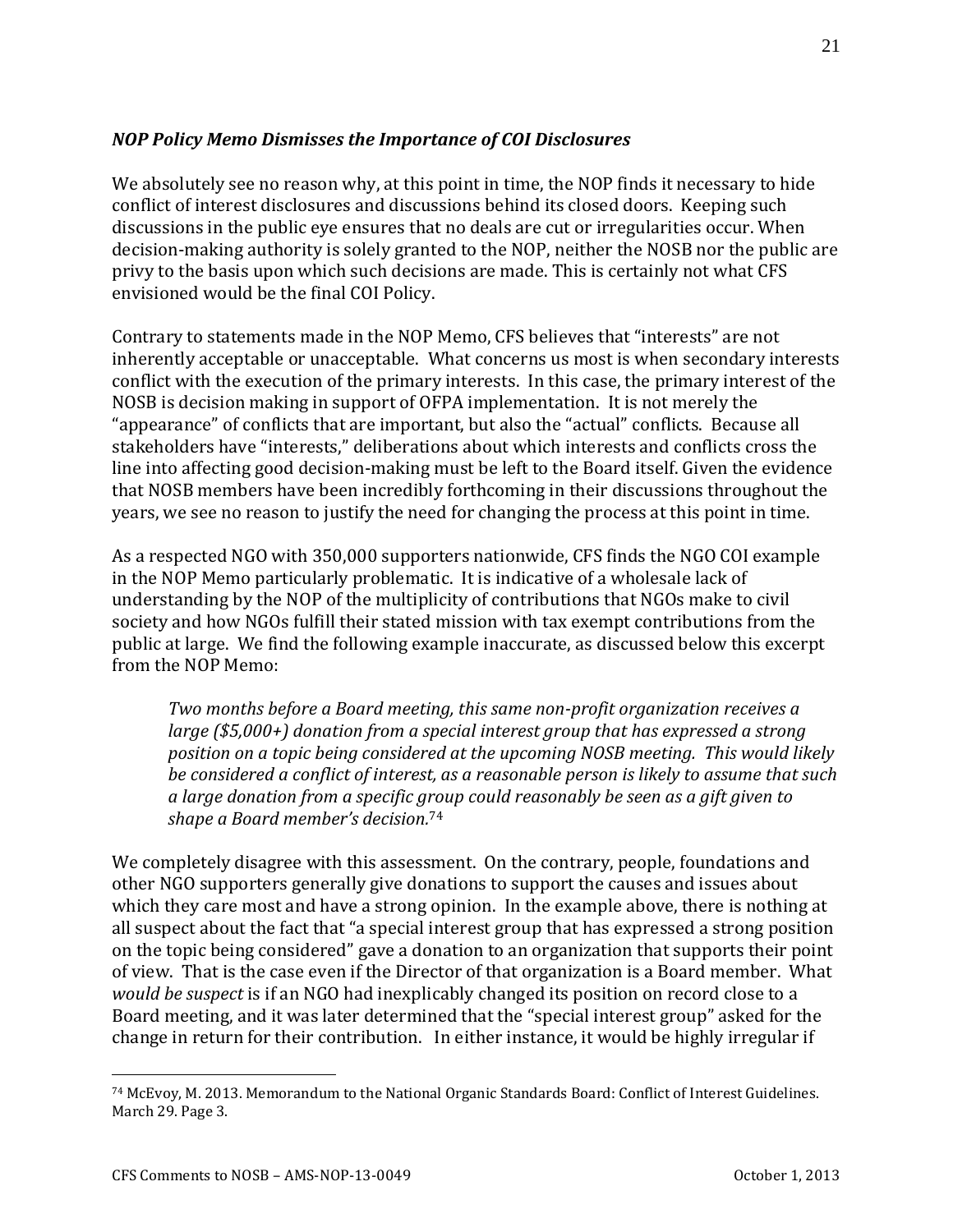### *NOP Policy Memo Dismisses the Importance of COI Disclosures*

We absolutely see no reason why, at this point in time, the NOP finds it necessary to hide conflict of interest disclosures and discussions behind its closed doors. Keeping such discussions in the public eye ensures that no deals are cut or irregularities occur. When decision-making authority is solely granted to the NOP, neither the NOSB nor the public are privy to the basis upon which such decisions are made. This is certainly not what CFS envisioned would be the final COI Policy.

Contrary to statements made in the NOP Memo, CFS believes that "interests" are not inherently acceptable or unacceptable. What concerns us most is when secondary interests conflict with the execution of the primary interests. In this case, the primary interest of the NOSB is decision making in support of OFPA implementation. It is not merely the "appearance" of conflicts that are important, but also the "actual" conflicts. Because all stakeholders have "interests," deliberations about which interests and conflicts cross the line into affecting good decision-making must be left to the Board itself. Given the evidence that NOSB members have been incredibly forthcoming in their discussions throughout the years, we see no reason to justify the need for changing the process at this point in time.

As a respected NGO with 350,000 supporters nationwide, CFS finds the NGO COI example in the NOP Memo particularly problematic. It is indicative of a wholesale lack of understanding by the NOP of the multiplicity of contributions that NGOs make to civil society and how NGOs fulfill their stated mission with tax exempt contributions from the public at large. We find the following example inaccurate, as discussed below this excerpt from the NOP Memo:

> *Two months before a Board meeting, this same non-profit organization receives a large ($5,000+) donation from a special interest group that has expressed a strong position on a topic being considered at the upcoming NOSB meeting. This would likely be considered a conflict of interest, as a reasonable person is likely to assume that such a large donation from a specific group could reasonably be seen as a gift given to shape a Board member's decision.*[74]

We completely disagree with this assessment. On the contrary, people, foundations and other NGO supporters generally give donations to support the causes and issues about which they care most and have a strong opinion. In the example above, there is nothing at all suspect about the fact that "a special interest group that has expressed a strong position on the topic being considered" gave a donation to an organization that supports their point of view. That is the case even if the Director of that organization is a Board member. What *would be suspect* is if an NGO had inexplicably changed its position on record close to a Board meeting, and it was later determined that the "special interest group" asked for the change in return for their contribution. In either instance, it would be highly irregular if

---

[74] McEvoy, M. 2013. Memorandum to the National Organic Standards Board: Conflict of Interest Guidelines. March 29. Page 3.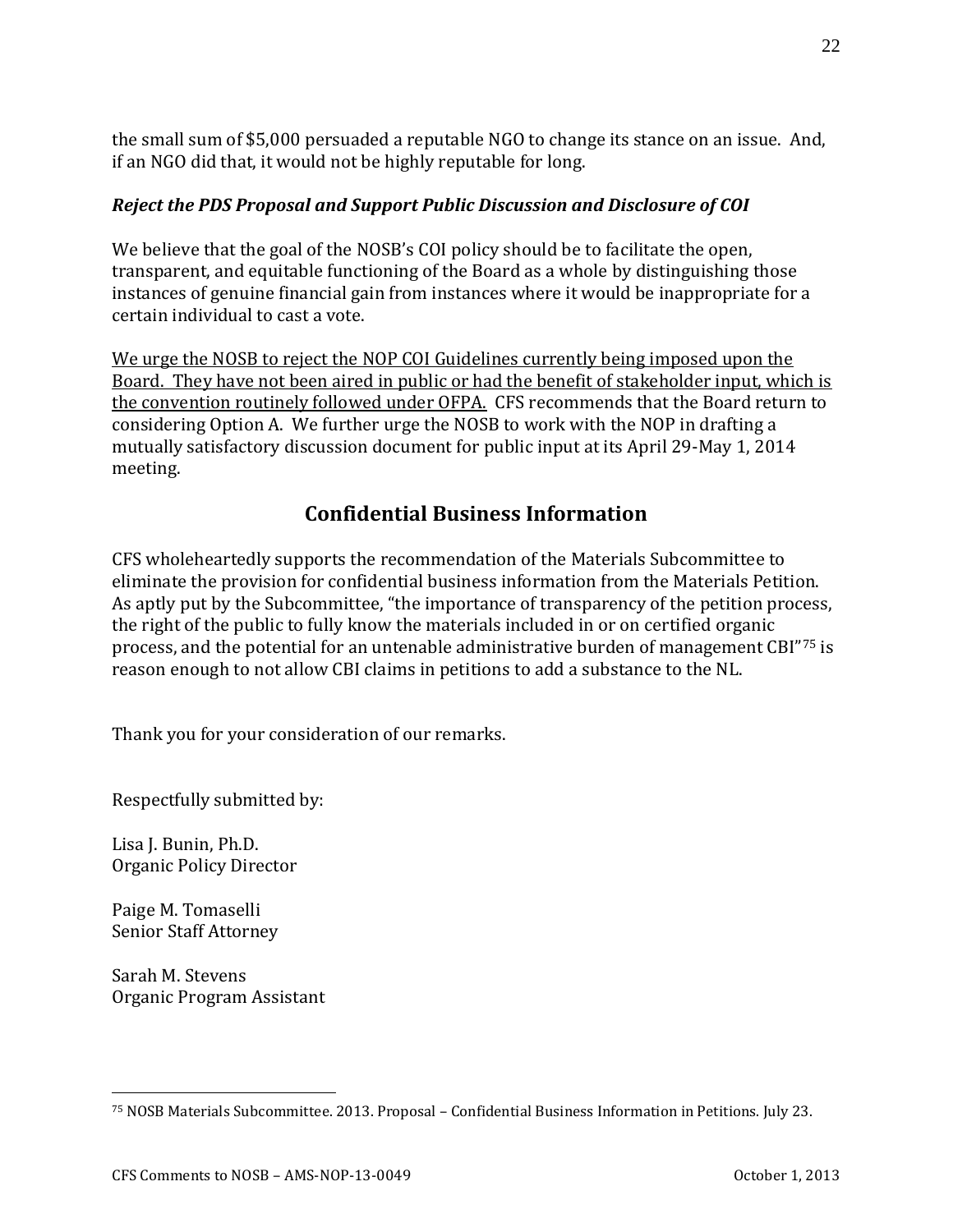the small sum of $5,000 persuaded a reputable NGO to change its stance on an issue. And, if an NGO did that, it would not be highly reputable for long.

***Reject the PDS Proposal and Support Public Discussion and Disclosure of COI***

We believe that the goal of the NOSB's COI policy should be to facilitate the open, transparent, and equitable functioning of the Board as a whole by distinguishing those instances of genuine financial gain from instances where it would be inappropriate for a certain individual to cast a vote.

<u>We urge the NOSB to reject the NOP COI Guidelines currently being imposed upon the Board. They have not been aired in public or had the benefit of stakeholder input, which is the convention routinely followed under OFPA.</u> CFS recommends that the Board return to considering Option A. We further urge the NOSB to work with the NOP in drafting a mutually satisfactory discussion document for public input at its April 29-May 1, 2014 meeting.

## Confidential Business Information

CFS wholeheartedly supports the recommendation of the Materials Subcommittee to eliminate the provision for confidential business information from the Materials Petition. As aptly put by the Subcommittee, "the importance of transparency of the petition process, the right of the public to fully know the materials included in or on certified organic process, and the potential for an untenable administrative burden of management CBI"[75] is reason enough to not allow CBI claims in petitions to add a substance to the NL.

Thank you for your consideration of our remarks.

Respectfully submitted by:

Lisa J. Bunin, Ph.D.
Organic Policy Director

Paige M. Tomaselli
Senior Staff Attorney

Sarah M. Stevens
Organic Program Assistant

[75] NOSB Materials Subcommittee. 2013. Proposal – Confidential Business Information in Petitions. July 23.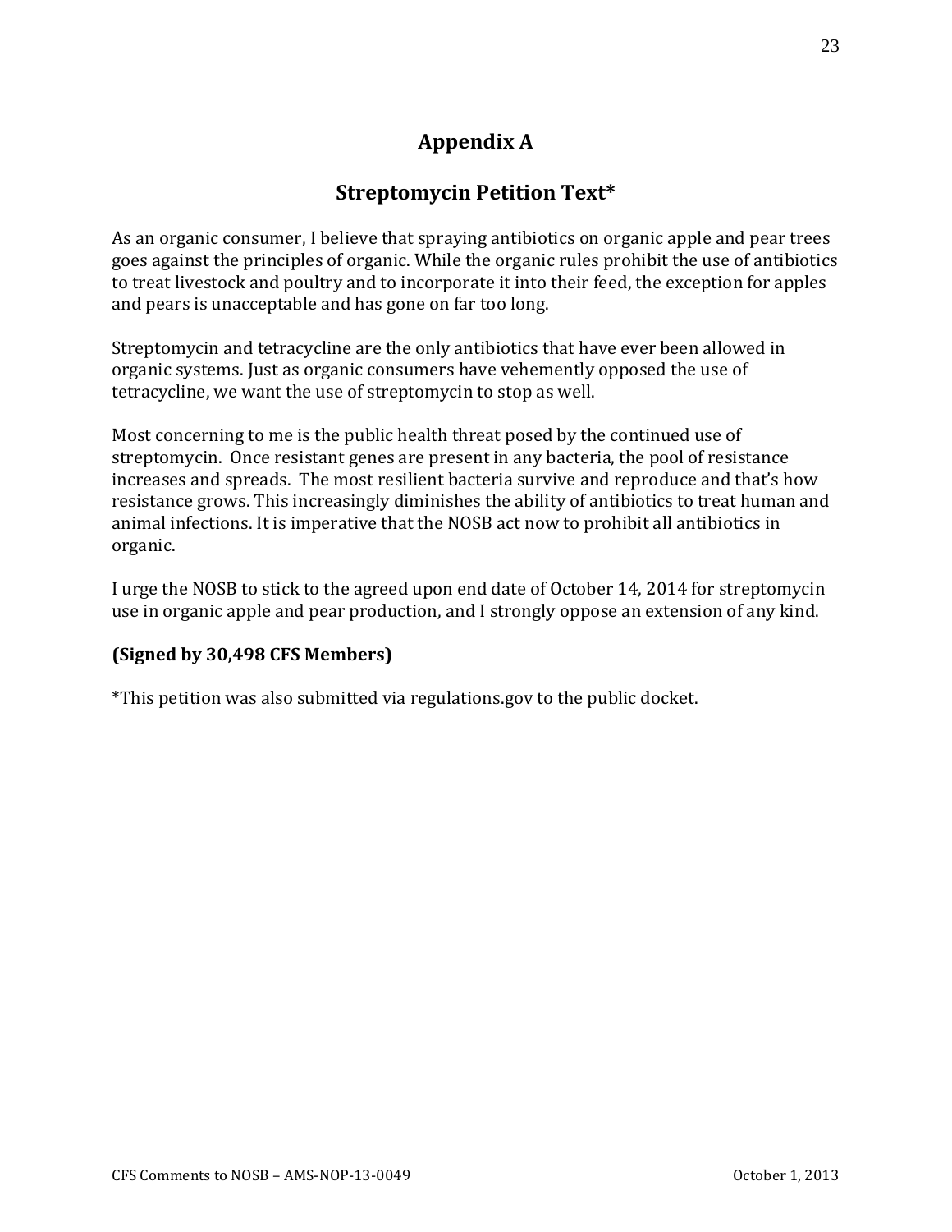# Appendix A

## Streptomycin Petition Text*

As an organic consumer, I believe that spraying antibiotics on organic apple and pear trees goes against the principles of organic. While the organic rules prohibit the use of antibiotics to treat livestock and poultry and to incorporate it into their feed, the exception for apples and pears is unacceptable and has gone on far too long.

Streptomycin and tetracycline are the only antibiotics that have ever been allowed in organic systems. Just as organic consumers have vehemently opposed the use of tetracycline, we want the use of streptomycin to stop as well.

Most concerning to me is the public health threat posed by the continued use of streptomycin. Once resistant genes are present in any bacteria, the pool of resistance increases and spreads. The most resilient bacteria survive and reproduce and that's how resistance grows. This increasingly diminishes the ability of antibiotics to treat human and animal infections. It is imperative that the NOSB act now to prohibit all antibiotics in organic.

I urge the NOSB to stick to the agreed upon end date of October 14, 2014 for streptomycin use in organic apple and pear production, and I strongly oppose an extension of any kind.

**(Signed by 30,498 CFS Members)**

*This petition was also submitted via regulations.gov to the public docket.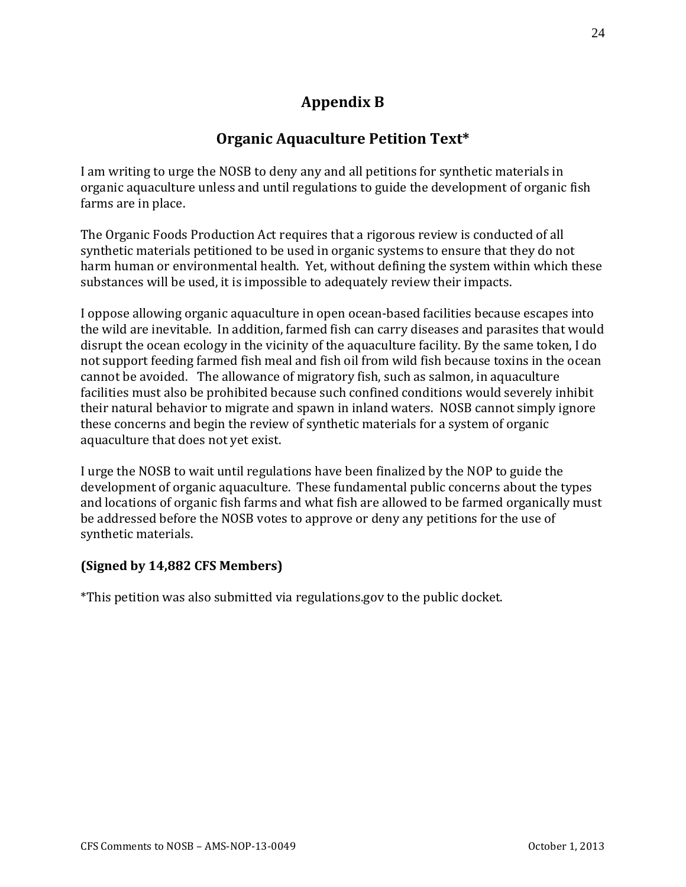# Appendix B

## Organic Aquaculture Petition Text*

I am writing to urge the NOSB to deny any and all petitions for synthetic materials in organic aquaculture unless and until regulations to guide the development of organic fish farms are in place.

The Organic Foods Production Act requires that a rigorous review is conducted of all synthetic materials petitioned to be used in organic systems to ensure that they do not harm human or environmental health. Yet, without defining the system within which these substances will be used, it is impossible to adequately review their impacts.

I oppose allowing organic aquaculture in open ocean-based facilities because escapes into the wild are inevitable. In addition, farmed fish can carry diseases and parasites that would disrupt the ocean ecology in the vicinity of the aquaculture facility. By the same token, I do not support feeding farmed fish meal and fish oil from wild fish because toxins in the ocean cannot be avoided. The allowance of migratory fish, such as salmon, in aquaculture facilities must also be prohibited because such confined conditions would severely inhibit their natural behavior to migrate and spawn in inland waters. NOSB cannot simply ignore these concerns and begin the review of synthetic materials for a system of organic aquaculture that does not yet exist.

I urge the NOSB to wait until regulations have been finalized by the NOP to guide the development of organic aquaculture. These fundamental public concerns about the types and locations of organic fish farms and what fish are allowed to be farmed organically must be addressed before the NOSB votes to approve or deny any petitions for the use of synthetic materials.

**(Signed by 14,882 CFS Members)**

*This petition was also submitted via regulations.gov to the public docket.